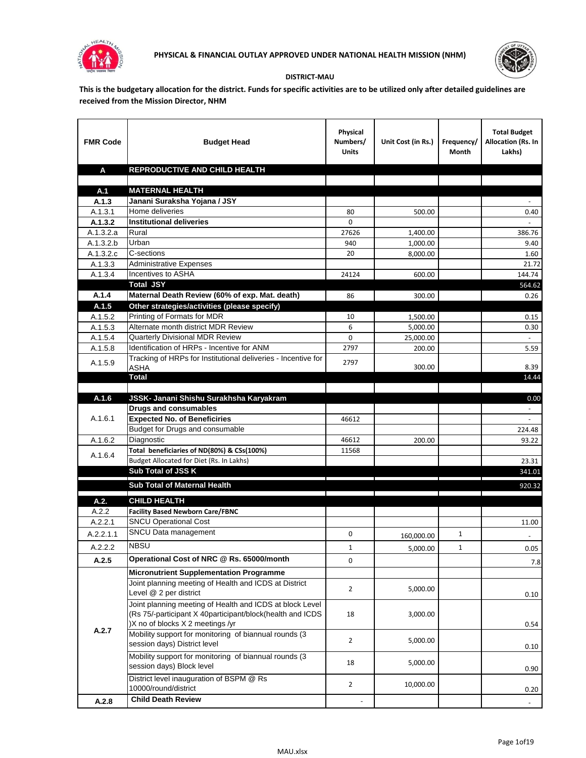**PHYSICAL & FINANCIAL OUTLAY APPROVED UNDER NATIONAL HEALTH MISSION (NHM)**

**DISTRICT-MAU**

**This is the budgetary allocation for the district. Funds for specific activities are to be utilized only after detailed guidelines are received from the Mission Director, NHM**

| FMR Code | Budget Head | Physical Numbers/ Units | Unit Cost (in Rs.) | Frequency/ Month | Total Budget Allocation (Rs. In Lakhs) |
|---|---|---|---|---|---|
| **A** | **REPRODUCTIVE AND CHILD HEALTH** | | | | |
| | | | | | |
| **A.1** | **MATERNAL HEALTH** | | | | |
| **A.1.3** | **Janani Suraksha Yojana / JSY** | | | | - |
| A.1.3.1 | Home deliveries | 80 | 500.00 | | 0.40 |
| **A.1.3.2** | **Institutional deliveries** | 0 | | | - |
| A.1.3.2.a | Rural | 27626 | 1,400.00 | | 386.76 |
| A.1.3.2.b | Urban | 940 | 1,000.00 | | 9.40 |
| A.1.3.2.c | C-sections | 20 | 8,000.00 | | 1.60 |
| A.1.3.3 | Administrative Expenses | | | | 21.72 |
| A.1.3.4 | Incentives to ASHA | 24124 | 600.00 | | 144.74 |
| | **Total JSY** | | | | 564.62 |
| **A.1.4** | **Maternal Death Review (60% of exp. Mat. death)** | 86 | 300.00 | | 0.26 |
| **A.1.5** | **Other strategies/activities (please specify)** | | | | |
| A.1.5.2 | Printing of Formats for MDR | 10 | 1,500.00 | | 0.15 |
| A.1.5.3 | Alternate month district MDR Review | 6 | 5,000.00 | | 0.30 |
| A.1.5.4 | Quarterly Divisional MDR Review | 0 | 25,000.00 | | - |
| A.1.5.8 | Identification of HRPs - Incentive for ANM | 2797 | 200.00 | | 5.59 |
| A.1.5.9 | Tracking of HRPs for Institutional deliveries - Incentive for ASHA | 2797 | 300.00 | | 8.39 |
| | **Total** | | | | 14.44 |
| | | | | | |
| **A.1.6** | **JSSK- Janani Shishu Surakhsha Karyakram** | | | | 0.00 |
| A.1.6.1 | **Drugs and consumables** | | | | - |
| | **Expected No. of Beneficiries** | 46612 | | | - |
| | Budget for Drugs and consumable | | | | 224.48 |
| A.1.6.2 | Diagnostic | 46612 | 200.00 | | 93.22 |
| A.1.6.4 | **Total beneficiaries of ND(80%) & CSs(100%)** | 11568 | | | |
| | Budget Allocated for Diet (Rs. In Lakhs) | | | | 23.31 |
| | **Sub Total of JSS K** | | | | 341.01 |
| | **Sub Total of Maternal Health** | | | | 920.32 |
| **A.2.** | **CHILD HEALTH** | | | | |
| A.2.2 | **Facility Based Newborn Care/FBNC** | | | | |
| A.2.2.1 | SNCU Operational Cost | | | | 11.00 |
| A.2.2.1.1 | SNCU Data management | 0 | 160,000.00 | 1 | - |
| A.2.2.2 | NBSU | 1 | 5,000.00 | 1 | 0.05 |
| **A.2.5** | **Operational Cost of NRC @ Rs. 65000/month** | 0 | | | 7.8 |
| **A.2.7** | **Micronutrient Supplementation Programme** | | | | |
| | Joint planning meeting of Health and ICDS at District Level @ 2 per district | 2 | 5,000.00 | | 0.10 |
| | Joint planning meeting of Health and ICDS at block Level (Rs 75/-participant X 40participant/block(health and ICDS )X no of blocks X 2 meetings /yr | 18 | 3,000.00 | | 0.54 |
| | Mobility support for monitoring of biannual rounds (3 session days) District level | 2 | 5,000.00 | | 0.10 |
| | Mobility support for monitoring of biannual rounds (3 session days) Block level | 18 | 5,000.00 | | 0.90 |
| | District level inauguration of BSPM @ Rs 10000/round/district | 2 | 10,000.00 | | 0.20 |
| **A.2.8** | **Child Death Review** | - | | | - |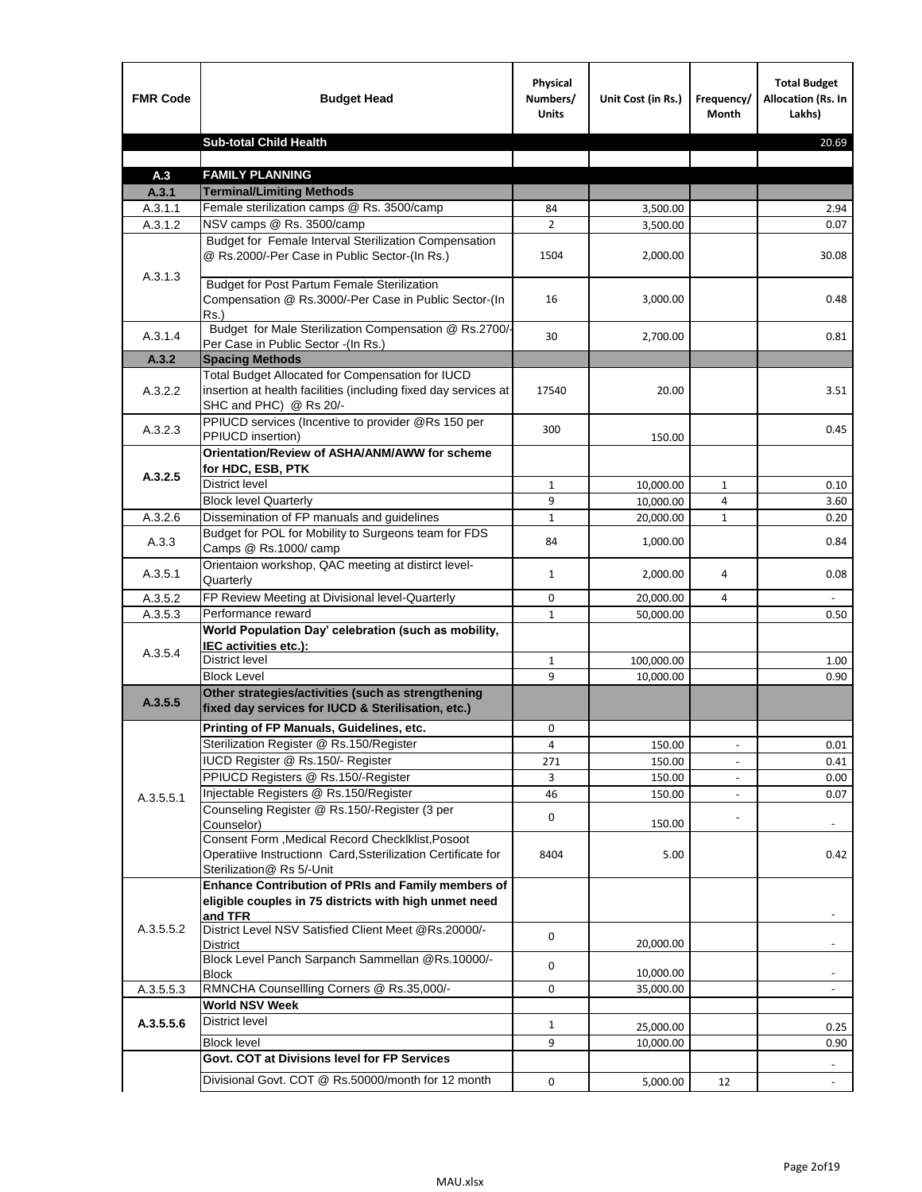| FMR Code | Budget Head | Physical Numbers/ Units | Unit Cost (in Rs.) | Frequency/ Month | Total Budget Allocation (Rs. In Lakhs) |
|---|---|---|---|---|---|
| | **Sub-total Child Health** | | | | 20.69 |
| | | | | | |
| **A.3** | **FAMILY PLANNING** | | | | |
| **A.3.1** | **Terminal/Limiting Methods** | | | | |
| A.3.1.1 | Female sterilization camps @ Rs. 3500/camp | 84 | 3,500.00 | | 2.94 |
| A.3.1.2 | NSV camps @ Rs. 3500/camp | 2 | 3,500.00 | | 0.07 |
| A.3.1.3 | Budget for Female Interval Sterilization Compensation @ Rs.2000/-Per Case in Public Sector-(In Rs.) | 1504 | 2,000.00 | | 30.08 |
| | Budget for Post Partum Female Sterilization Compensation @ Rs.3000/-Per Case in Public Sector-(In Rs.) | 16 | 3,000.00 | | 0.48 |
| A.3.1.4 | Budget for Male Sterilization Compensation @ Rs.2700/- Per Case in Public Sector -(In Rs.) | 30 | 2,700.00 | | 0.81 |
| **A.3.2** | **Spacing Methods** | | | | |
| A.3.2.2 | Total Budget Allocated for Compensation for IUCD insertion at health facilities (including fixed day services at SHC and PHC) @ Rs 20/- | 17540 | 20.00 | | 3.51 |
| A.3.2.3 | PPIUCD services (Incentive to provider @Rs 150 per PPIUCD insertion) | 300 | 150.00 | | 0.45 |
| **A.3.2.5** | **Orientation/Review of ASHA/ANM/AWW for scheme for HDC, ESB, PTK** | | | | |
| | District level | 1 | 10,000.00 | 1 | 0.10 |
| | Block level Quarterly | 9 | 10,000.00 | 4 | 3.60 |
| A.3.2.6 | Dissemination of FP manuals and guidelines | 1 | 20,000.00 | 1 | 0.20 |
| A.3.3 | Budget for POL for Mobility to Surgeons team for FDS Camps @ Rs.1000/ camp | 84 | 1,000.00 | | 0.84 |
| A.3.5.1 | Orientaion workshop, QAC meeting at distirct level-Quarterly | 1 | 2,000.00 | 4 | 0.08 |
| A.3.5.2 | FP Review Meeting at Divisional level-Quarterly | 0 | 20,000.00 | 4 | - |
| A.3.5.3 | Performance reward | 1 | 50,000.00 | | 0.50 |
| A.3.5.4 | **World Population Day' celebration (such as mobility, IEC activities etc.):** | | | | |
| | District level | 1 | 100,000.00 | | 1.00 |
| | Block Level | 9 | 10,000.00 | | 0.90 |
| **A.3.5.5** | **Other strategies/activities (such as strengthening fixed day services for IUCD & Sterilisation, etc.)** | | | | |
| A.3.5.5.1 | **Printing of FP Manuals, Guidelines, etc.** | 0 | | | |
| | Sterilization Register @ Rs.150/Register | 4 | 150.00 | - | 0.01 |
| | IUCD Register @ Rs.150/- Register | 271 | 150.00 | - | 0.41 |
| | PPIUCD Registers @ Rs.150/-Register | 3 | 150.00 | - | 0.00 |
| | Injectable Registers @ Rs.150/Register | 46 | 150.00 | - | 0.07 |
| | Counseling Register @ Rs.150/-Register (3 per Counselor) | 0 | 150.00 | - | - |
| | Consent Form ,Medical Record Checklklist,Posoot Operatiive Instructionn Card,Ssterilization Certificate for Sterilization@ Rs 5/-Unit | 8404 | 5.00 | | 0.42 |
| A.3.5.5.2 | **Enhance Contribution of PRIs and Family members of eligible couples in 75 districts with high unmet need and TFR** | | | | - |
| | District Level NSV Satisfied Client Meet @Rs.20000/-District | 0 | 20,000.00 | | - |
| | Block Level Panch Sarpanch Sammellan @Rs.10000/-Block | 0 | 10,000.00 | | - |
| A.3.5.5.3 | RMNCHA Counsellling Corners @ Rs.35,000/- | 0 | 35,000.00 | | - |
| **A.3.5.5.6** | **World NSV Week** | | | | |
| | District level | 1 | 25,000.00 | | 0.25 |
| | Block level | 9 | 10,000.00 | | 0.90 |
| | **Govt. COT at Divisions level for FP Services** | | | | - |
| | Divisional Govt. COT @ Rs.50000/month for 12 month | 0 | 5,000.00 | 12 | - |

MAU.xlsx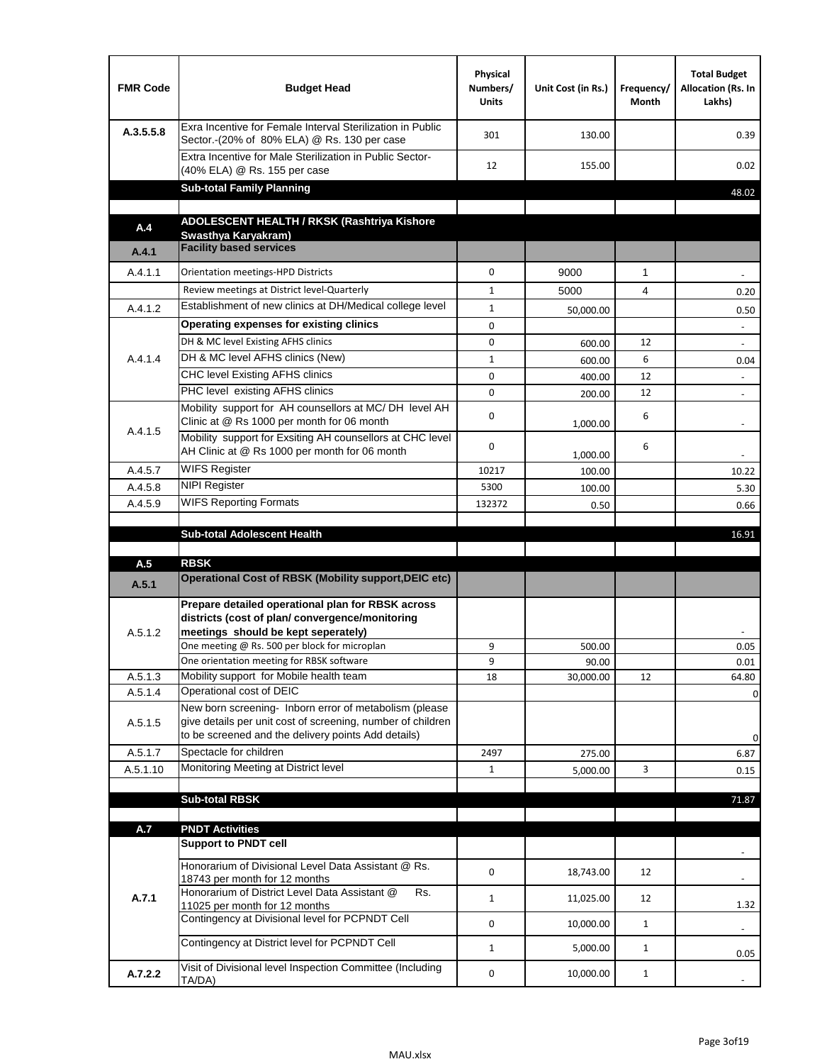| FMR Code | Budget Head | Physical Numbers/ Units | Unit Cost (in Rs.) | Frequency/ Month | Total Budget Allocation (Rs. In Lakhs) |
|---|---|---|---|---|---|
| A.3.5.5.8 | Exra Incentive for Female Interval Sterilization in Public Sector.-(20% of 80% ELA) @ Rs. 130 per case | 301 | 130.00 | | 0.39 |
| | Extra Incentive for Male Sterilization in Public Sector-(40% ELA) @ Rs. 155 per case | 12 | 155.00 | | 0.02 |
| | **Sub-total Family Planning** | | | | 48.02 |
| | | | | | |
| **A.4** | **ADOLESCENT HEALTH / RKSK (Rashtriya Kishore Swasthya Karyakram)** | | | | |
| **A.4.1** | **Facility based services** | | | | |
| A.4.1.1 | Orientation meetings-HPD Districts | 0 | 9000 | 1 | - |
| | Review meetings at District level-Quarterly | 1 | 5000 | 4 | 0.20 |
| A.4.1.2 | Establishment of new clinics at DH/Medical college level | 1 | 50,000.00 | | 0.50 |
| A.4.1.4 | **Operating expenses for existing clinics** | 0 | | | - |
| | DH & MC level Existing AFHS clinics | 0 | 600.00 | 12 | - |
| | DH & MC level AFHS clinics (New) | 1 | 600.00 | 6 | 0.04 |
| | CHC level Existing AFHS clinics | 0 | 400.00 | 12 | - |
| | PHC level existing AFHS clinics | 0 | 200.00 | 12 | - |
| A.4.1.5 | Mobility support for AH counsellors at MC/ DH level AH Clinic at @ Rs 1000 per month for 06 month | 0 | 1,000.00 | 6 | - |
| | Mobility support for Exsiting AH counsellors at CHC level AH Clinic at @ Rs 1000 per month for 06 month | 0 | 1,000.00 | 6 | - |
| A.4.5.7 | WIFS Register | 10217 | 100.00 | | 10.22 |
| A.4.5.8 | NIPI Register | 5300 | 100.00 | | 5.30 |
| A.4.5.9 | WIFS Reporting Formats | 132372 | 0.50 | | 0.66 |
| | | | | | |
| | **Sub-total Adolescent Health** | | | | 16.91 |
| | | | | | |
| **A.5** | **RBSK** | | | | |
| **A.5.1** | **Operational Cost of RBSK (Mobility support,DEIC etc)** | | | | |
| A.5.1.2 | **Prepare detailed operational plan for RBSK across districts (cost of plan/ convergence/monitoring meetings should be kept seperately)** | | | | - |
| | One meeting @ Rs. 500 per block for microplan | 9 | 500.00 | | 0.05 |
| | One orientation meeting for RBSK software | 9 | 90.00 | | 0.01 |
| A.5.1.3 | Mobility support for Mobile health team | 18 | 30,000.00 | 12 | 64.80 |
| A.5.1.4 | Operational cost of DEIC | | | | 0 |
| A.5.1.5 | New born screening- Inborn error of metabolism (please give details per unit cost of screening, number of children to be screened and the delivery points Add details) | | | | 0 |
| A.5.1.7 | Spectacle for children | 2497 | 275.00 | | 6.87 |
| A.5.1.10 | Monitoring Meeting at District level | 1 | 5,000.00 | 3 | 0.15 |
| | | | | | |
| | **Sub-total RBSK** | | | | 71.87 |
| | | | | | |
| **A.7** | **PNDT Activities** | | | | |
| **A.7.1** | **Support to PNDT cell** | | | | - |
| | Honorarium of Divisional Level Data Assistant @ Rs. 18743 per month for 12 months | 0 | 18,743.00 | 12 | - |
| | Honorarium of District Level Data Assistant @ Rs. 11025 per month for 12 months | 1 | 11,025.00 | 12 | 1.32 |
| | Contingency at Divisional level for PCPNDT Cell | 0 | 10,000.00 | 1 | - |
| | Contingency at District level for PCPNDT Cell | 1 | 5,000.00 | 1 | 0.05 |
| **A.7.2.2** | Visit of Divisional level Inspection Committee (Including TA/DA) | 0 | 10,000.00 | 1 | - |

MAU.xlsx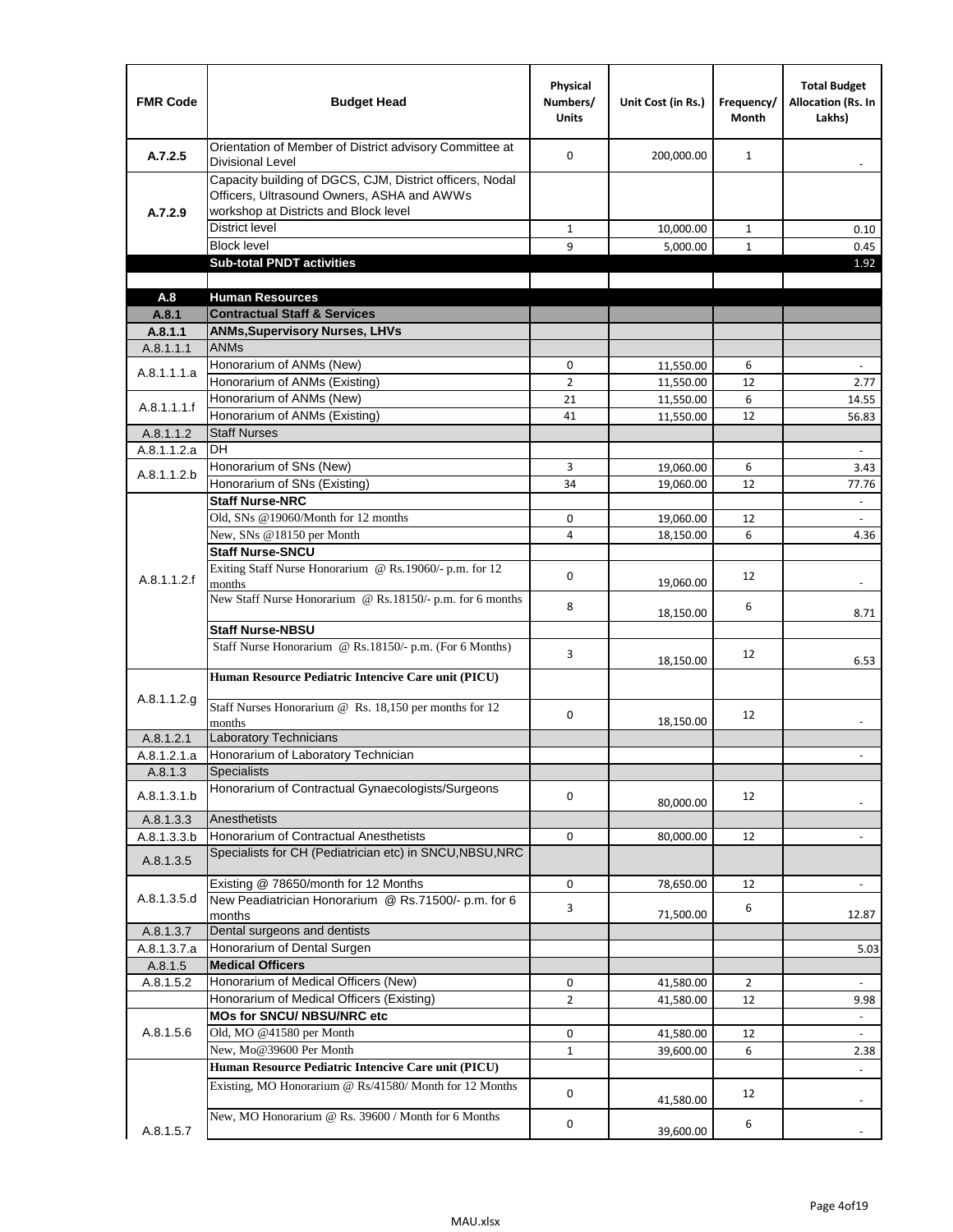| FMR Code | Budget Head | Physical Numbers/ Units | Unit Cost (in Rs.) | Frequency/ Month | Total Budget Allocation (Rs. In Lakhs) |
|---|---|---|---|---|---|
| A.7.2.5 | Orientation of Member of District advisory Committee at Divisional Level | 0 | 200,000.00 | 1 | - |
| A.7.2.9 | Capacity building of DGCS, CJM, District officers, Nodal Officers, Ultrasound Owners, ASHA and AWWs workshop at Districts and Block level | | | | |
| | District level | 1 | 10,000.00 | 1 | 0.10 |
| | Block level | 9 | 5,000.00 | 1 | 0.45 |
| | **Sub-total PNDT activities** | | | | 1.92 |
| | | | | | |
| **A.8** | **Human Resources** | | | | |
| **A.8.1** | **Contractual Staff & Services** | | | | |
| **A.8.1.1** | **ANMs,Supervisory Nurses, LHVs** | | | | |
| A.8.1.1.1 | ANMs | | | | |
| A.8.1.1.1.a | Honorarium of ANMs (New) | 0 | 11,550.00 | 6 | - |
| | Honorarium of ANMs (Existing) | 2 | 11,550.00 | 12 | 2.77 |
| A.8.1.1.1.f | Honorarium of ANMs (New) | 21 | 11,550.00 | 6 | 14.55 |
| | Honorarium of ANMs (Existing) | 41 | 11,550.00 | 12 | 56.83 |
| A.8.1.1.2 | Staff Nurses | | | | |
| A.8.1.1.2.a | DH | | | | - |
| A.8.1.1.2.b | Honorarium of SNs (New) | 3 | 19,060.00 | 6 | 3.43 |
| | Honorarium of SNs (Existing) | 34 | 19,060.00 | 12 | 77.76 |
| A.8.1.1.2.f | **Staff Nurse-NRC** | | | | - |
| | Old, SNs @19060/Month for 12 months | 0 | 19,060.00 | 12 | - |
| | New, SNs @18150 per Month | 4 | 18,150.00 | 6 | 4.36 |
| | **Staff Nurse-SNCU** | | | | |
| | Exiting Staff Nurse Honorarium @ Rs.19060/- p.m. for 12 months | 0 | 19,060.00 | 12 | - |
| | New Staff Nurse Honorarium @ Rs.18150/- p.m. for 6 months | 8 | 18,150.00 | 6 | 8.71 |
| | **Staff Nurse-NBSU** | | | | |
| | Staff Nurse Honorarium @ Rs.18150/- p.m. (For 6 Months) | 3 | 18,150.00 | 12 | 6.53 |
| A.8.1.1.2.g | **Human Resource Pediatric Intencive Care unit (PICU)** | | | | |
| | Staff Nurses Honorarium @ Rs. 18,150 per months for 12 months | 0 | 18,150.00 | 12 | - |
| A.8.1.2.1 | Laboratory Technicians | | | | |
| A.8.1.2.1.a | Honorarium of Laboratory Technician | | | | - |
| A.8.1.3 | Specialists | | | | |
| A.8.1.3.1.b | Honorarium of Contractual Gynaecologists/Surgeons | 0 | 80,000.00 | 12 | - |
| A.8.1.3.3 | Anesthetists | | | | |
| A.8.1.3.3.b | Honorarium of Contractual Anesthetists | 0 | 80,000.00 | 12 | - |
| A.8.1.3.5 | Specialists for CH (Pediatrician etc) in SNCU,NBSU,NRC | | | | |
| A.8.1.3.5.d | Existing @ 78650/month for 12 Months | 0 | 78,650.00 | 12 | - |
| | New Peadiatrician Honorarium @ Rs.71500/- p.m. for 6 months | 3 | 71,500.00 | 6 | 12.87 |
| A.8.1.3.7 | Dental surgeons and dentists | | | | |
| A.8.1.3.7.a | Honorarium of Dental Surgen | | | | 5.03 |
| A.8.1.5 | **Medical Officers** | | | | |
| A.8.1.5.2 | Honorarium of Medical Officers (New) | 0 | 41,580.00 | 2 | - |
| | Honorarium of Medical Officers (Existing) | 2 | 41,580.00 | 12 | 9.98 |
| A.8.1.5.6 | **MOs for SNCU/ NBSU/NRC etc** | | | | - |
| | Old, MO @41580 per Month | 0 | 41,580.00 | 12 | - |
| | New, Mo@39600 Per Month | 1 | 39,600.00 | 6 | 2.38 |
| A.8.1.5.7 | **Human Resource Pediatric Intencive Care unit (PICU)** | | | | - |
| | Existing, MO Honorarium @ Rs/41580/ Month for 12 Months | 0 | 41,580.00 | 12 | - |
| | New, MO Honorarium @ Rs. 39600 / Month for 6 Months | 0 | 39,600.00 | 6 | - |

MAU.xlsx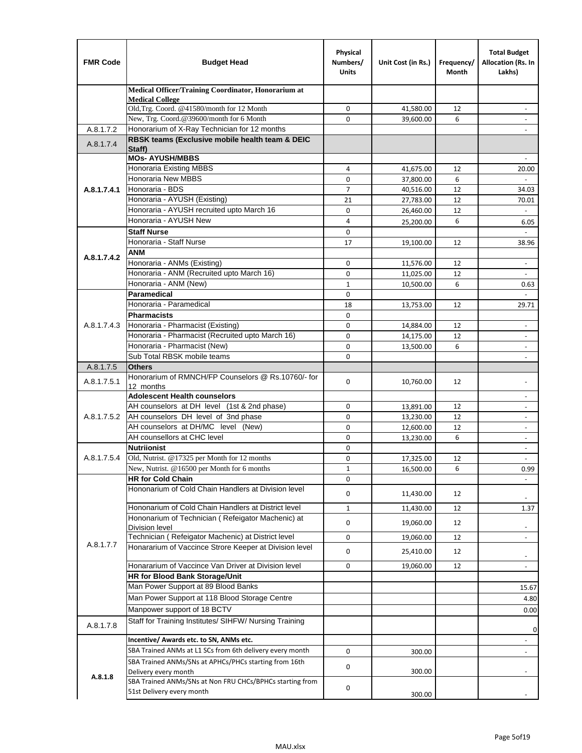| FMR Code | Budget Head | Physical Numbers/ Units | Unit Cost (in Rs.) | Frequency/ Month | Total Budget Allocation (Rs. In Lakhs) |
|---|---|---|---|---|---|
| | **Medical Officer/Training Coordinator, Honorarium at Medical College** | | | | |
| | Old,Trg. Coord. @41580/month for 12 Month | 0 | 41,580.00 | 12 | - |
| | New, Trg. Coord.@39600/month for 6 Month | 0 | 39,600.00 | 6 | - |
| A.8.1.7.2 | Honorarium of X-Ray Technician for 12 months | | | | - |
| A.8.1.7.4 | **RBSK teams (Exclusive mobile health team & DEIC Staff)** | | | | |
| A.8.1.7.4.1 | **MOs- AYUSH/MBBS** | | | | - |
| | Honoraria Existing MBBS | 4 | 41,675.00 | 12 | 20.00 |
| | Honoraria New MBBS | 0 | 37,800.00 | 6 | - |
| | Honoraria - BDS | 7 | 40,516.00 | 12 | 34.03 |
| | Honoraria - AYUSH (Existing) | 21 | 27,783.00 | 12 | 70.01 |
| | Honoraria - AYUSH recruited upto March 16 | 0 | 26,460.00 | 12 | - |
| | Honoraria - AYUSH New | 4 | 25,200.00 | 6 | 6.05 |
| A.8.1.7.4.2 | **Staff Nurse** | 0 | | | - |
| | Honoraria - Staff Nurse | 17 | 19,100.00 | 12 | 38.96 |
| | **ANM** | | | | |
| | Honoraria - ANMs (Existing) | 0 | 11,576.00 | 12 | - |
| | Honoraria - ANM (Recruited upto March 16) | 0 | 11,025.00 | 12 | - |
| | Honoraria - ANM (New) | 1 | 10,500.00 | 6 | 0.63 |
| A.8.1.7.4.3 | **Paramedical** | 0 | | | - |
| | Honoraria - Paramedical | 18 | 13,753.00 | 12 | 29.71 |
| | **Pharmacists** | 0 | | | |
| | Honoraria - Pharmacist (Existing) | 0 | 14,884.00 | 12 | - |
| | Honoraria - Pharmacist (Recruited upto March 16) | 0 | 14,175.00 | 12 | - |
| | Honoraria - Pharmacist (New) | 0 | 13,500.00 | 6 | - |
| | Sub Total RBSK mobile teams | 0 | | | - |
| A.8.1.7.5 | **Others** | | | | |
| A.8.1.7.5.1 | Honorarium of RMNCH/FP Counselors @ Rs.10760/- for 12 months | 0 | 10,760.00 | 12 | - |
| A.8.1.7.5.2 | **Adolescent Health counselors** | | | | - |
| | AH counselors at DH level (1st & 2nd phase) | 0 | 13,891.00 | 12 | - |
| | AH counselors DH level of 3nd phase | 0 | 13,230.00 | 12 | - |
| | AH counselors at DH/MC level (New) | 0 | 12,600.00 | 12 | - |
| | AH counsellors at CHC level | 0 | 13,230.00 | 6 | - |
| A.8.1.7.5.4 | **Nutriionist** | 0 | | | - |
| | Old, Nutrist. @17325 per Month for 12 months | 0 | 17,325.00 | 12 | - |
| | New, Nutrist. @16500 per Month for 6 months | 1 | 16,500.00 | 6 | 0.99 |
| A.8.1.7.7 | **HR for Cold Chain** | 0 | | | - |
| | Hononarium of Cold Chain Handlers at Division level | 0 | 11,430.00 | 12 | - |
| | Hononarium of Cold Chain Handlers at District level | 1 | 11,430.00 | 12 | 1.37 |
| | Hononarium of Technician ( Refeigator Machenic) at Division level | 0 | 19,060.00 | 12 | - |
| | Technician ( Refeigator Machenic) at District level | 0 | 19,060.00 | 12 | - |
| | Honararium of Vaccince Strore Keeper at Division level | 0 | 25,410.00 | 12 | - |
| | Honararium of Vaccince Van Driver at Division level | 0 | 19,060.00 | 12 | - |
| | **HR for Blood Bank Storage/Unit** | | | | |
| | Man Power Support at 89 Blood Banks | | | | 15.67 |
| | Man Power Support at 118 Blood Storage Centre | | | | 4.80 |
| | Manpower support of 18 BCTV | | | | 0.00 |
| A.8.1.7.8 | Staff for Training Institutes/ SIHFW/ Nursing Training | | | | 0 |
| A.8.1.8 | **Incentive/ Awards etc. to SN, ANMs etc.** | | | | - |
| | SBA Trained ANMs at L1 SCs from 6th delivery every month | 0 | 300.00 | | - |
| | SBA Trained ANMs/SNs at APHCs/PHCs starting from 16th Delivery every month | 0 | 300.00 | | - |
| | SBA Trained ANMs/SNs at Non FRU CHCs/BPHCs starting from 51st Delivery every month | 0 | 300.00 | | - |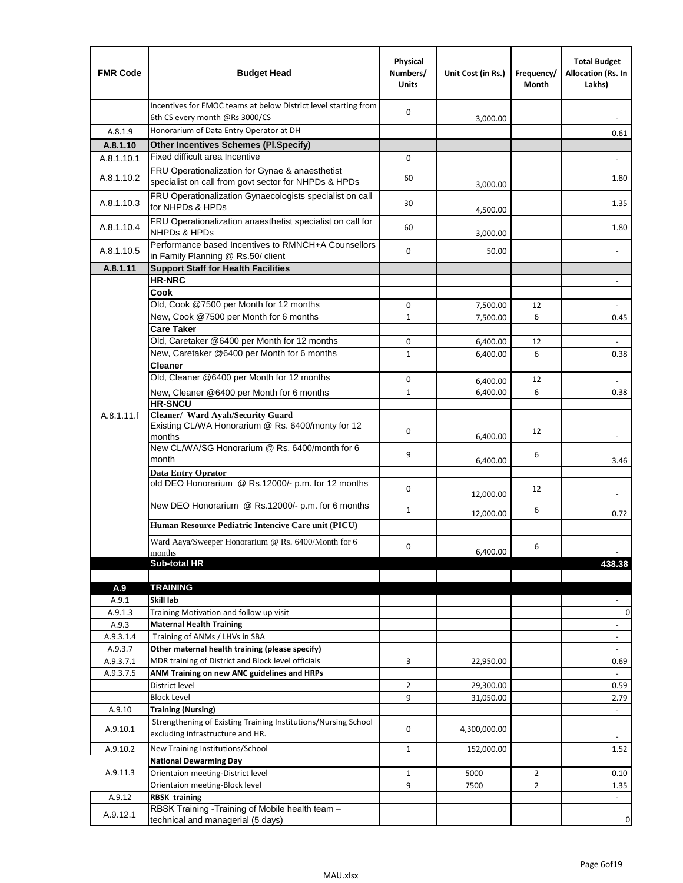| FMR Code | Budget Head | Physical Numbers/ Units | Unit Cost (in Rs.) | Frequency/ Month | Total Budget Allocation (Rs. In Lakhs) |
|---|---|---|---|---|---|
| | Incentives for EMOC teams at below District level starting from 6th CS every month @Rs 3000/CS | 0 | 3,000.00 | | - |
| A.8.1.9 | Honorarium of Data Entry Operator at DH | | | | 0.61 |
| **A.8.1.10** | **Other Incentives Schemes (Pl.Specify)** | | | | |
| A.8.1.10.1 | Fixed difficult area Incentive | 0 | | | - |
| A.8.1.10.2 | FRU Operationalization for Gynae & anaesthetist specialist on call from govt sector for NHPDs & HPDs | 60 | 3,000.00 | | 1.80 |
| A.8.1.10.3 | FRU Operationalization Gynaecologists specialist on call for NHPDs & HPDs | 30 | 4,500.00 | | 1.35 |
| A.8.1.10.4 | FRU Operationalization anaesthetist specialist on call for NHPDs & HPDs | 60 | 3,000.00 | | 1.80 |
| A.8.1.10.5 | Performance based Incentives to RMNCH+A Counsellors in Family Planning @ Rs.50/ client | 0 | 50.00 | | - |
| **A.8.1.11** | **Support Staff for Health Facilities** | | | | |
| A.8.1.11.f | **HR-NRC** | | | | - |
| | **Cook** | | | | |
| | Old, Cook @7500 per Month for 12 months | 0 | 7,500.00 | 12 | - |
| | New, Cook @7500 per Month for 6 months | 1 | 7,500.00 | 6 | 0.45 |
| | **Care Taker** | | | | |
| | Old, Caretaker @6400 per Month for 12 months | 0 | 6,400.00 | 12 | - |
| | New, Caretaker @6400 per Month for 6 months | 1 | 6,400.00 | 6 | 0.38 |
| | **Cleaner** | | | | |
| | Old, Cleaner @6400 per Month for 12 months | 0 | 6,400.00 | 12 | - |
| | New, Cleaner @6400 per Month for 6 months | 1 | 6,400.00 | 6 | 0.38 |
| | **HR-SNCU** | | | | |
| | **Cleaner/ Ward Ayah/Security Guard** | | | | |
| | Existing CL/WA Honorarium @ Rs. 6400/monty for 12 months | 0 | 6,400.00 | 12 | - |
| | New CL/WA/SG Honorarium @ Rs. 6400/month for 6 month | 9 | 6,400.00 | 6 | 3.46 |
| | **Data Entry Oprator** | | | | |
| | old DEO Honorarium @ Rs.12000/- p.m. for 12 months | 0 | 12,000.00 | 12 | - |
| | New DEO Honorarium @ Rs.12000/- p.m. for 6 months | 1 | 12,000.00 | 6 | 0.72 |
| | **Human Resource Pediatric Intencive Care unit (PICU)** | | | | |
| | Ward Aaya/Sweeper Honorarium @ Rs. 6400/Month for 6 months | 0 | 6,400.00 | 6 | - |
| | **Sub-total HR** | | | | **438.38** |
| | | | | | |
| **A.9** | **TRAINING** | | | | |
| A.9.1 | **Skill lab** | | | | - |
| A.9.1.3 | Training Motivation and follow up visit | | | | 0 |
| A.9.3 | **Maternal Health Training** | | | | - |
| A.9.3.1.4 | Training of ANMs / LHVs in SBA | | | | - |
| A.9.3.7 | **Other maternal health training (please specify)** | | | | - |
| A.9.3.7.1 | MDR training of District and Block level officials | 3 | 22,950.00 | | 0.69 |
| A.9.3.7.5 | **ANM Training on new ANC guidelines and HRPs** | | | | - |
| | District level | 2 | 29,300.00 | | 0.59 |
| | Block Level | 9 | 31,050.00 | | 2.79 |
| A.9.10 | **Training (Nursing)** | | | | - |
| A.9.10.1 | Strengthening of Existing Training Institutions/Nursing School excluding infrastructure and HR. | 0 | 4,300,000.00 | | - |
| A.9.10.2 | New Training Institutions/School | 1 | 152,000.00 | | 1.52 |
| A.9.11.3 | **National Dewarming Day** | | | | |
| | Orientaion meeting-District level | 1 | 5000 | 2 | 0.10 |
| | Orientaion meeting-Block level | 9 | 7500 | 2 | 1.35 |
| A.9.12 | **RBSK training** | | | | - |
| A.9.12.1 | RBSK Training -Training of Mobile health team – technical and managerial (5 days) | | | | 0 |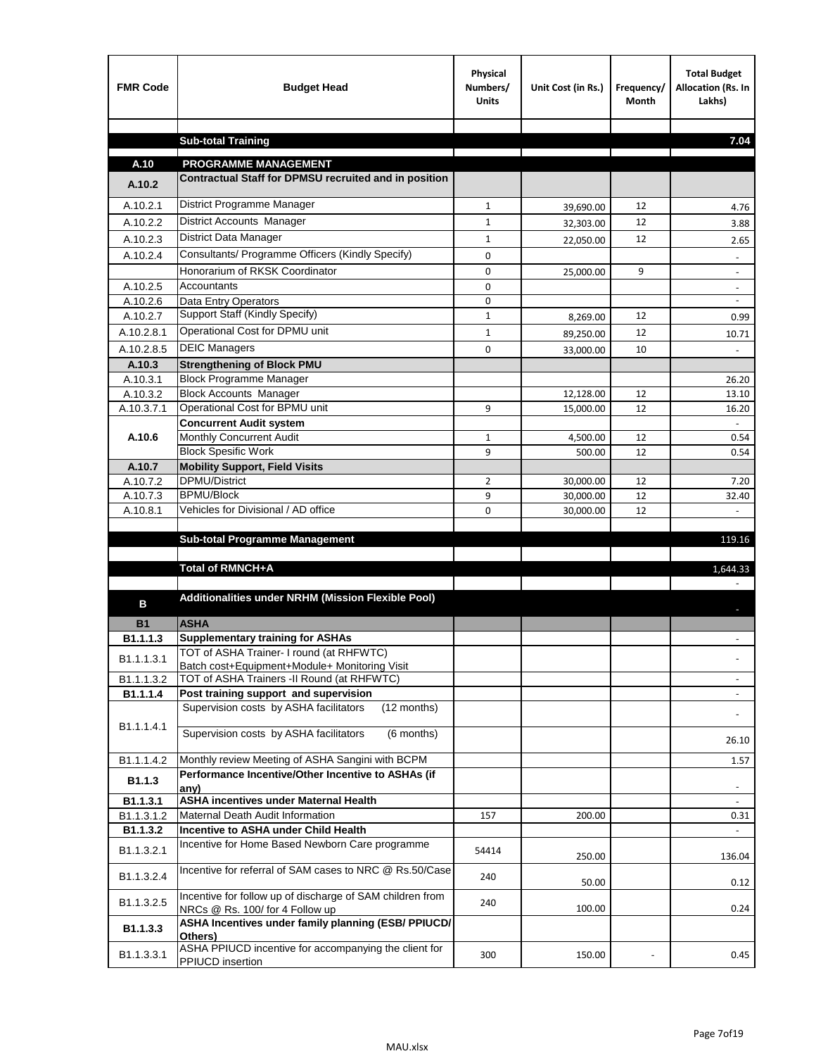| FMR Code | Budget Head | Physical Numbers/ Units | Unit Cost (in Rs.) | Frequency/ Month | Total Budget Allocation (Rs. In Lakhs) |
|---|---|---|---|---|---|
| | | | | | |
| | **Sub-total Training** | | | | **7.04** |
| **A.10** | **PROGRAMME MANAGEMENT** | | | | |
| **A.10.2** | **Contractual Staff for DPMSU recruited and in position** | | | | |
| A.10.2.1 | District Programme Manager | 1 | 39,690.00 | 12 | 4.76 |
| A.10.2.2 | District Accounts Manager | 1 | 32,303.00 | 12 | 3.88 |
| A.10.2.3 | District Data Manager | 1 | 22,050.00 | 12 | 2.65 |
| A.10.2.4 | Consultants/ Programme Officers (Kindly Specify) | 0 | | | - |
| | Honorarium of RKSK Coordinator | 0 | 25,000.00 | 9 | - |
| A.10.2.5 | Accountants | 0 | | | - |
| A.10.2.6 | Data Entry Operators | 0 | | | - |
| A.10.2.7 | Support Staff (Kindly Specify) | 1 | 8,269.00 | 12 | 0.99 |
| A.10.2.8.1 | Operational Cost for DPMU unit | 1 | 89,250.00 | 12 | 10.71 |
| A.10.2.8.5 | DEIC Managers | 0 | 33,000.00 | 10 | - |
| **A.10.3** | **Strengthening of Block PMU** | | | | |
| A.10.3.1 | Block Programme Manager | | | | 26.20 |
| A.10.3.2 | Block Accounts Manager | | 12,128.00 | 12 | 13.10 |
| A.10.3.7.1 | Operational Cost for BPMU unit | 9 | 15,000.00 | 12 | 16.20 |
| **A.10.6** | **Concurrent Audit system** | | | | - |
| | Monthly Concurrent Audit | 1 | 4,500.00 | 12 | 0.54 |
| | Block Spesific Work | 9 | 500.00 | 12 | 0.54 |
| **A.10.7** | **Mobility Support, Field Visits** | | | | |
| A.10.7.2 | DPMU/District | 2 | 30,000.00 | 12 | 7.20 |
| A.10.7.3 | BPMU/Block | 9 | 30,000.00 | 12 | 32.40 |
| A.10.8.1 | Vehicles for Divisional / AD office | 0 | 30,000.00 | 12 | - |
| | | | | | |
| | **Sub-total Programme Management** | | | | 119.16 |
| | | | | | |
| | **Total of RMNCH+A** | | | | 1,644.33 |
| | | | | | - |
| **B** | **Additionalities under NRHM (Mission Flexible Pool)** | | | | - |
| **B1** | **ASHA** | | | | |
| **B1.1.1.3** | **Supplementary training for ASHAs** | | | | - |
| B1.1.1.3.1 | TOT of ASHA Trainer- I round (at RHFWTC) Batch cost+Equipment+Module+ Monitoring Visit | | | | - |
| B1.1.1.3.2 | TOT of ASHA Trainers -II Round (at RHFWTC) | | | | - |
| **B1.1.1.4** | **Post training support and supervision** | | | | - |
| B1.1.1.4.1 | Supervision costs by ASHA facilitators (12 months) | | | | - |
| | Supervision costs by ASHA facilitators (6 months) | | | | 26.10 |
| B1.1.1.4.2 | Monthly review Meeting of ASHA Sangini with BCPM | | | | 1.57 |
| **B1.1.3** | **Performance Incentive/Other Incentive to ASHAs (if any)** | | | | - |
| **B1.1.3.1** | **ASHA incentives under Maternal Health** | | | | - |
| B1.1.3.1.2 | Maternal Death Audit Information | 157 | 200.00 | | 0.31 |
| **B1.1.3.2** | **Incentive to ASHA under Child Health** | | | | - |
| B1.1.3.2.1 | Incentive for Home Based Newborn Care programme | 54414 | 250.00 | | 136.04 |
| B1.1.3.2.4 | Incentive for referral of SAM cases to NRC @ Rs.50/Case | 240 | 50.00 | | 0.12 |
| B1.1.3.2.5 | Incentive for follow up of discharge of SAM children from NRCs @ Rs. 100/ for 4 Follow up | 240 | 100.00 | | 0.24 |
| **B1.1.3.3** | **ASHA Incentives under family planning (ESB/ PPIUCD/ Others)** | | | | |
| B1.1.3.3.1 | ASHA PPIUCD incentive for accompanying the client for PPIUCD insertion | 300 | 150.00 | - | 0.45 |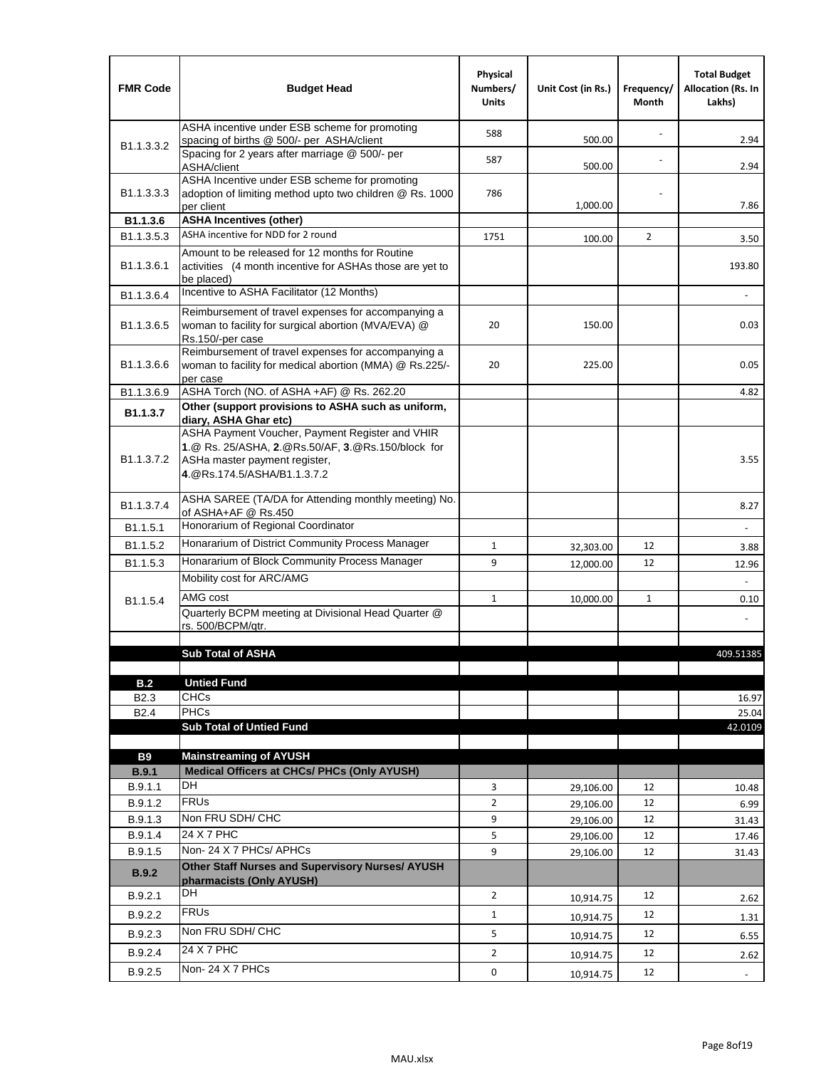| FMR Code | Budget Head | Physical Numbers/ Units | Unit Cost (in Rs.) | Frequency/ Month | Total Budget Allocation (Rs. In Lakhs) |
|---|---|---|---|---|---|
| B1.1.3.3.2 | ASHA incentive under ESB scheme for promoting spacing of births @ 500/- per ASHA/client | 588 | 500.00 | - | 2.94 |
| | Spacing for 2 years after marriage @ 500/- per ASHA/client | 587 | 500.00 | - | 2.94 |
| B1.1.3.3.3 | ASHA Incentive under ESB scheme for promoting adoption of limiting method upto two children @ Rs. 1000 per client | 786 | 1,000.00 | - | 7.86 |
| **B1.1.3.6** | **ASHA Incentives (other)** | | | | |
| B1.1.3.5.3 | ASHA incentive for NDD for 2 round | 1751 | 100.00 | 2 | 3.50 |
| B1.1.3.6.1 | Amount to be released for 12 months for Routine activities (4 month incentive for ASHAs those are yet to be placed) | | | | 193.80 |
| B1.1.3.6.4 | Incentive to ASHA Facilitator (12 Months) | | | | - |
| B1.1.3.6.5 | Reimbursement of travel expenses for accompanying a woman to facility for surgical abortion (MVA/EVA) @ Rs.150/-per case | 20 | 150.00 | | 0.03 |
| B1.1.3.6.6 | Reimbursement of travel expenses for accompanying a woman to facility for medical abortion (MMA) @ Rs.225/-per case | 20 | 225.00 | | 0.05 |
| B1.1.3.6.9 | ASHA Torch (NO. of ASHA +AF) @ Rs. 262.20 | | | | 4.82 |
| **B1.1.3.7** | **Other (support provisions to ASHA such as uniform, diary, ASHA Ghar etc)** | | | | |
| B1.1.3.7.2 | ASHA Payment Voucher, Payment Register and VHIR **1**.@ Rs. 25/ASHA, **2**.@Rs.50/AF, **3**.@Rs.150/block for ASHa master payment register, **4**.@Rs.174.5/ASHA/B1.1.3.7.2 | | | | 3.55 |
| B1.1.3.7.4 | ASHA SAREE (TA/DA for Attending monthly meeting) No. of ASHA+AF @ Rs.450 | | | | 8.27 |
| B1.1.5.1 | Honorarium of Regional Coordinator | | | | - |
| B1.1.5.2 | Honararium of District Community Process Manager | 1 | 32,303.00 | 12 | 3.88 |
| B1.1.5.3 | Honararium of Block Community Process Manager | 9 | 12,000.00 | 12 | 12.96 |
| B1.1.5.4 | Mobility cost for ARC/AMG | | | | - |
| | AMG cost | 1 | 10,000.00 | 1 | 0.10 |
| | Quarterly BCPM meeting at Divisional Head Quarter @ rs. 500/BCPM/qtr. | | | | - |
| | | | | | |
| | **Sub Total of ASHA** | | | | 409.51385 |
| | | | | | |
| **B.2** | **Untied Fund** | | | | |
| B2.3 | CHCs | | | | 16.97 |
| B2.4 | PHCs | | | | 25.04 |
| | **Sub Total of Untied Fund** | | | | 42.0109 |
| | | | | | |
| **B9** | **Mainstreaming of AYUSH** | | | | |
| **B.9.1** | **Medical Officers at CHCs/ PHCs (Only AYUSH)** | | | | |
| B.9.1.1 | DH | 3 | 29,106.00 | 12 | 10.48 |
| B.9.1.2 | FRUs | 2 | 29,106.00 | 12 | 6.99 |
| B.9.1.3 | Non FRU SDH/ CHC | 9 | 29,106.00 | 12 | 31.43 |
| B.9.1.4 | 24 X 7 PHC | 5 | 29,106.00 | 12 | 17.46 |
| B.9.1.5 | Non- 24 X 7 PHCs/ APHCs | 9 | 29,106.00 | 12 | 31.43 |
| **B.9.2** | **Other Staff Nurses and Supervisory Nurses/ AYUSH pharmacists (Only AYUSH)** | | | | |
| B.9.2.1 | DH | 2 | 10,914.75 | 12 | 2.62 |
| B.9.2.2 | FRUs | 1 | 10,914.75 | 12 | 1.31 |
| B.9.2.3 | Non FRU SDH/ CHC | 5 | 10,914.75 | 12 | 6.55 |
| B.9.2.4 | 24 X 7 PHC | 2 | 10,914.75 | 12 | 2.62 |
| B.9.2.5 | Non- 24 X 7 PHCs | 0 | 10,914.75 | 12 | - |

MAU.xlsx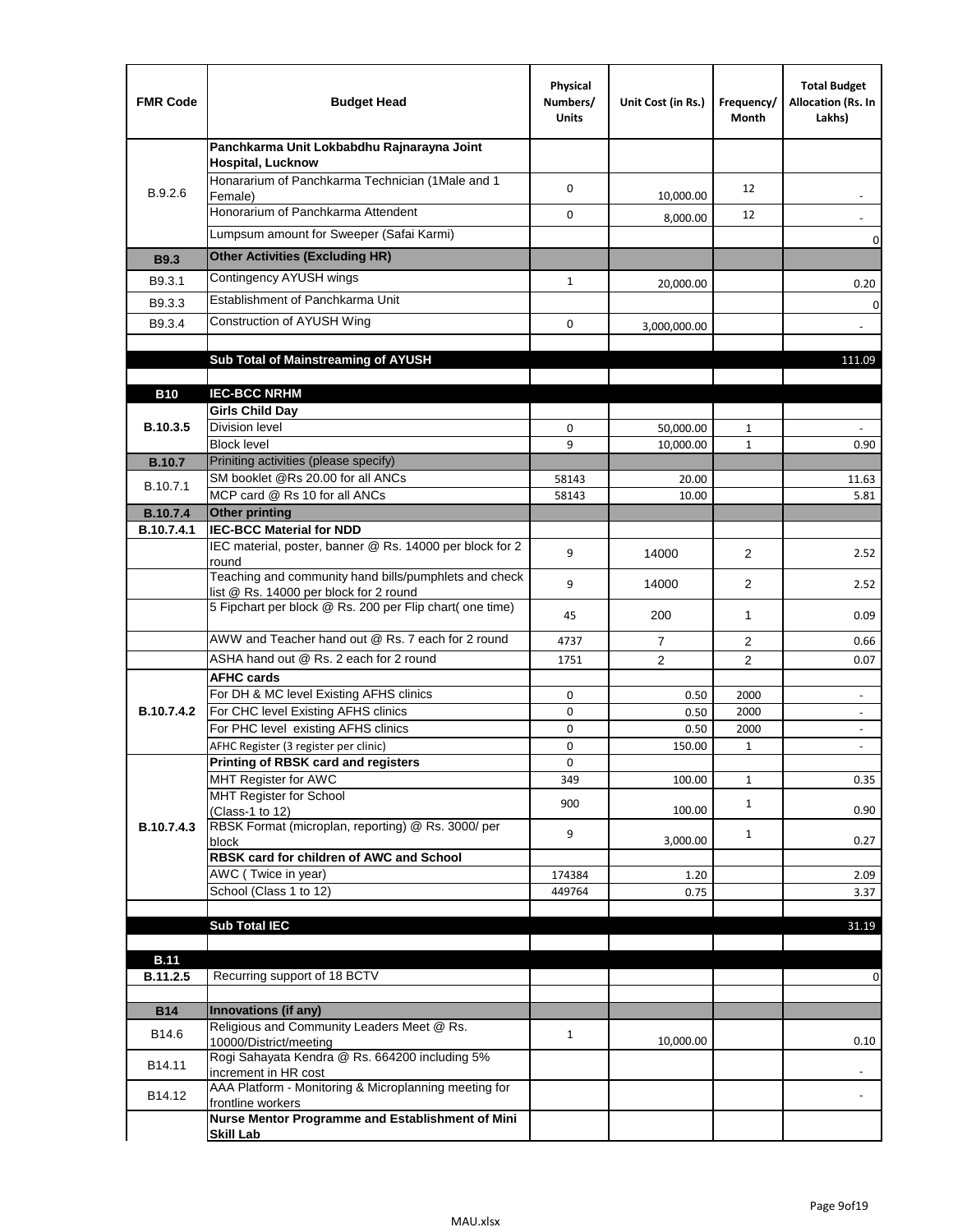| FMR Code | Budget Head | Physical Numbers/ Units | Unit Cost (in Rs.) | Frequency/ Month | Total Budget Allocation (Rs. In Lakhs) |
|---|---|---|---|---|---|
| B.9.2.6 | **Panchkarma Unit Lokbabdhu Rajnarayna Joint Hospital, Lucknow** | | | | |
| | Honararium of Panchkarma Technician (1Male and 1 Female) | 0 | 10,000.00 | 12 | - |
| | Honorarium of Panchkarma Attendent | 0 | 8,000.00 | 12 | - |
| | Lumpsum amount for Sweeper (Safai Karmi) | | | | 0 |
| **B9.3** | **Other Activities (Excluding HR)** | | | | |
| B9.3.1 | Contingency AYUSH wings | 1 | 20,000.00 | | 0.20 |
| B9.3.3 | Establishment of Panchkarma Unit | | | | 0 |
| B9.3.4 | Construction of AYUSH Wing | 0 | 3,000,000.00 | | - |
| | | | | | |
| | **Sub Total of Mainstreaming of AYUSH** | | | | 111.09 |
| | | | | | |
| **B10** | **IEC-BCC NRHM** | | | | |
| **B.10.3.5** | **Girls Child Day** | | | | |
| | Division level | 0 | 50,000.00 | 1 | - |
| | Block level | 9 | 10,000.00 | 1 | 0.90 |
| **B.10.7** | Priniting activities (please specify) | | | | |
| B.10.7.1 | SM booklet @Rs 20.00 for all ANCs | 58143 | 20.00 | | 11.63 |
| | MCP card @ Rs 10 for all ANCs | 58143 | 10.00 | | 5.81 |
| **B.10.7.4** | **Other printing** | | | | |
| **B.10.7.4.1** | **IEC-BCC Material for NDD** | | | | |
| | IEC material, poster, banner @ Rs. 14000 per block for 2 round | 9 | 14000 | 2 | 2.52 |
| | Teaching and community hand bills/pumphlets and check list @ Rs. 14000 per block for 2 round | 9 | 14000 | 2 | 2.52 |
| | 5 Fipchart per block @ Rs. 200 per Flip chart( one time) | 45 | 200 | 1 | 0.09 |
| | AWW and Teacher hand out @ Rs. 7 each for 2 round | 4737 | 7 | 2 | 0.66 |
| | ASHA hand out @ Rs. 2 each for 2 round | 1751 | 2 | 2 | 0.07 |
| **B.10.7.4.2** | **AFHC cards** | | | | |
| | For DH & MC level Existing AFHS clinics | 0 | 0.50 | 2000 | - |
| | For CHC level Existing AFHS clinics | 0 | 0.50 | 2000 | - |
| | For PHC level existing AFHS clinics | 0 | 0.50 | 2000 | - |
| | AFHC Register (3 register per clinic) | 0 | 150.00 | 1 | - |
| **B.10.7.4.3** | **Printing of RBSK card and registers** | 0 | | | |
| | MHT Register for AWC | 349 | 100.00 | 1 | 0.35 |
| | MHT Register for School (Class-1 to 12) | 900 | 100.00 | 1 | 0.90 |
| | RBSK Format (microplan, reporting) @ Rs. 3000/ per block | 9 | 3,000.00 | 1 | 0.27 |
| | **RBSK card for children of AWC and School** | | | | |
| | AWC ( Twice in year) | 174384 | 1.20 | | 2.09 |
| | School (Class 1 to 12) | 449764 | 0.75 | | 3.37 |
| | | | | | |
| | **Sub Total IEC** | | | | 31.19 |
| | | | | | |
| **B.11** | | | | | |
| **B.11.2.5** | Recurring support of 18 BCTV | | | | 0 |
| | | | | | |
| **B14** | **Innovations (if any)** | | | | |
| B14.6 | Religious and Community Leaders Meet @ Rs. 10000/District/meeting | 1 | 10,000.00 | | 0.10 |
| B14.11 | Rogi Sahayata Kendra @ Rs. 664200 including 5% increment in HR cost | | | | - |
| B14.12 | AAA Platform - Monitoring & Microplanning meeting for frontline workers | | | | - |
| | **Nurse Mentor Programme and Establishment of Mini Skill Lab** | | | | |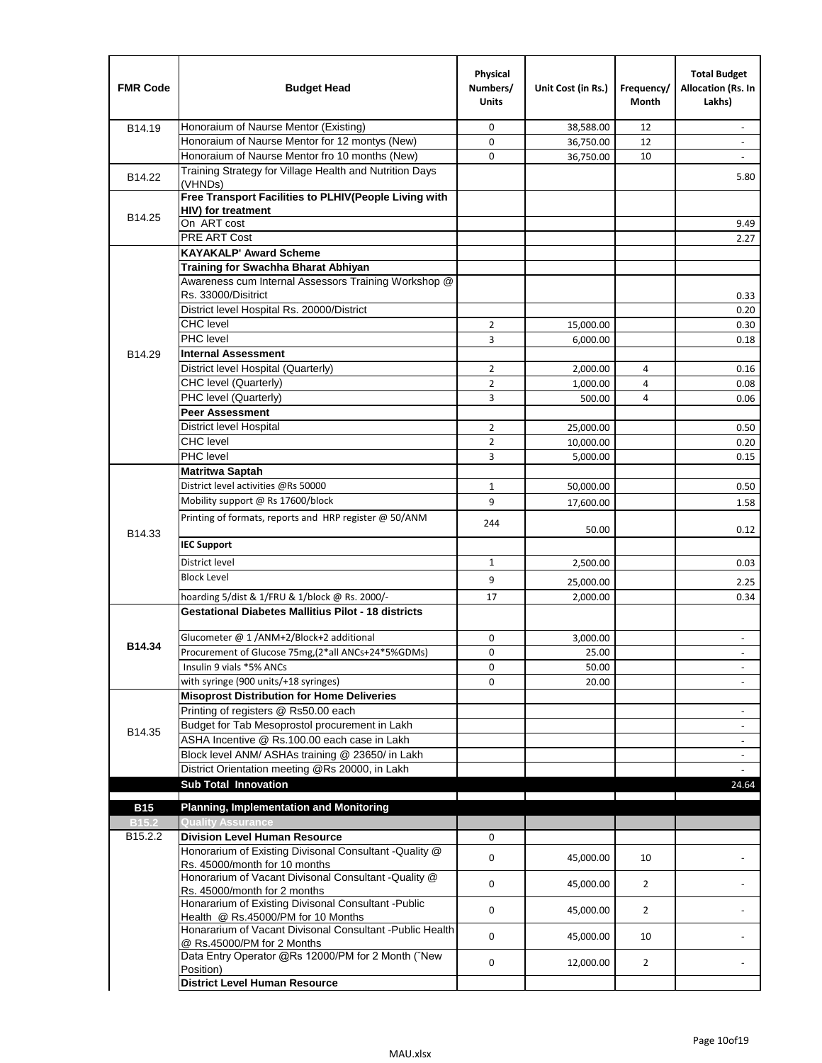| FMR Code | Budget Head | Physical Numbers/ Units | Unit Cost (in Rs.) | Frequency/ Month | Total Budget Allocation (Rs. In Lakhs) |
|---|---|---|---|---|---|
| B14.19 | Honoraium of Naurse Mentor (Existing) | 0 | 38,588.00 | 12 | - |
| | Honoraium of Naurse Mentor for 12 montys (New) | 0 | 36,750.00 | 12 | - |
| | Honoraium of Naurse Mentor fro 10 months (New) | 0 | 36,750.00 | 10 | - |
| B14.22 | Training Strategy for Village Health and Nutrition Days (VHNDs) | | | | 5.80 |
| B14.25 | **Free Transport Facilities to PLHIV(People Living with HIV) for treatment** | | | | |
| | On ART cost | | | | 9.49 |
| | PRE ART Cost | | | | 2.27 |
| B14.29 | **KAYAKALP' Award Scheme** | | | | |
| | **Training for Swachha Bharat Abhiyan** | | | | |
| | Awareness cum Internal Assessors Training Workshop @ Rs. 33000/Disitrict | | | | 0.33 |
| | District level Hospital Rs. 20000/District | | | | 0.20 |
| | CHC level | 2 | 15,000.00 | | 0.30 |
| | PHC level | 3 | 6,000.00 | | 0.18 |
| | **Internal Assessment** | | | | |
| | District level Hospital (Quarterly) | 2 | 2,000.00 | 4 | 0.16 |
| | CHC level (Quarterly) | 2 | 1,000.00 | 4 | 0.08 |
| | PHC level (Quarterly) | 3 | 500.00 | 4 | 0.06 |
| | **Peer Assessment** | | | | |
| | District level Hospital | 2 | 25,000.00 | | 0.50 |
| | CHC level | 2 | 10,000.00 | | 0.20 |
| | PHC level | 3 | 5,000.00 | | 0.15 |
| B14.33 | **Matritwa Saptah** | | | | |
| | District level activities @Rs 50000 | 1 | 50,000.00 | | 0.50 |
| | Mobility support @ Rs 17600/block | 9 | 17,600.00 | | 1.58 |
| | Printing of formats, reports and HRP register @ 50/ANM | 244 | 50.00 | | 0.12 |
| | **IEC Support** | | | | |
| | District level | 1 | 2,500.00 | | 0.03 |
| | Block Level | 9 | 25,000.00 | | 2.25 |
| | hoarding 5/dist & 1/FRU & 1/block @ Rs. 2000/- | 17 | 2,000.00 | | 0.34 |
| **B14.34** | **Gestational Diabetes Mallitius Pilot - 18 districts** | | | | |
| | Glucometer @ 1 /ANM+2/Block+2 additional | 0 | 3,000.00 | | - |
| | Procurement of Glucose 75mg,(2*all ANCs+24*5%GDMs) | 0 | 25.00 | | - |
| | Insulin 9 vials *5% ANCs | 0 | 50.00 | | - |
| | with syringe (900 units/+18 syringes) | 0 | 20.00 | | - |
| B14.35 | **Misoprost Distribution for Home Deliveries** | | | | |
| | Printing of registers @ Rs50.00 each | | | | - |
| | Budget for Tab Mesoprostol procurement in Lakh | | | | - |
| | ASHA Incentive @ Rs.100.00 each case in Lakh | | | | - |
| | Block level ANM/ ASHAs training @ 23650/ in Lakh | | | | - |
| | District Orientation meeting @Rs 20000, in Lakh | | | | - |
| | **Sub Total Innovation** | | | | 24.64 |
| **B15** | **Planning, Implementation and Monitoring** | | | | |
| **B15.2** | **Quality Assurance** | | | | |
| B15.2.2 | **Division Level Human Resource** | 0 | | | |
| | Honorarium of Existing Divisonal Consultant -Quality @ Rs. 45000/month for 10 months | 0 | 45,000.00 | 10 | - |
| | Honorarium of Vacant Divisonal Consultant -Quality @ Rs. 45000/month for 2 months | 0 | 45,000.00 | 2 | - |
| | Honararium of Existing Divisonal Consultant -Public Health @ Rs.45000/PM for 10 Months | 0 | 45,000.00 | 2 | - |
| | Honararium of Vacant Divisonal Consultant -Public Health @ Rs.45000/PM for 2 Months | 0 | 45,000.00 | 10 | - |
| | Data Entry Operator @Rs 12000/PM for 2 Month ("New Position) | 0 | 12,000.00 | 2 | - |
| | **District Level Human Resource** | | | | |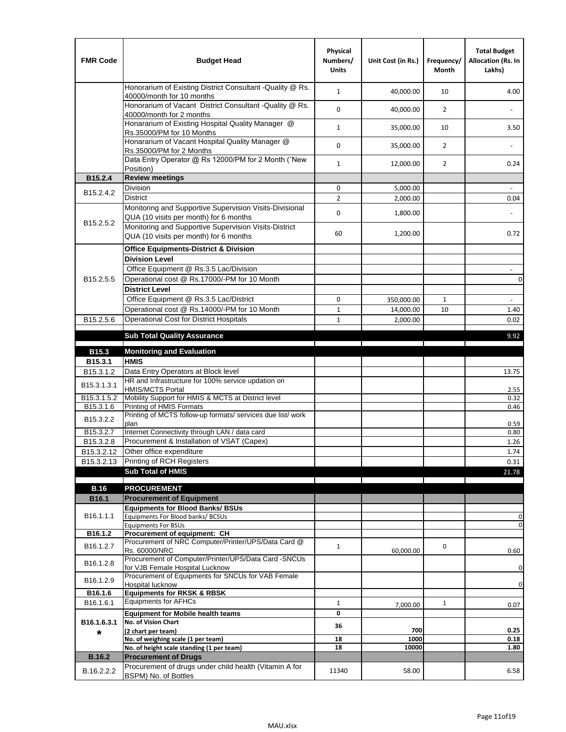| FMR Code | Budget Head | Physical Numbers/ Units | Unit Cost (in Rs.) | Frequency/ Month | Total Budget Allocation (Rs. In Lakhs) |
|---|---|---|---|---|---|
| | Honorarium of Existing District Consultant -Quality @ Rs. 40000/month for 10 months | 1 | 40,000.00 | 10 | 4.00 |
| | Honorarium of Vacant District Consultant -Quality @ Rs. 40000/month for 2 months | 0 | 40,000.00 | 2 | - |
| | Honararium of Existing Hospital Quality Manager @ Rs.35000/PM for 10 Months | 1 | 35,000.00 | 10 | 3.50 |
| | Honararium of Vacant Hospital Quality Manager @ Rs.35000/PM for 2 Months | 0 | 35,000.00 | 2 | - |
| | Data Entry Operator @ Rs 12000/PM for 2 Month (˜New Position) | 1 | 12,000.00 | 2 | 0.24 |
| **B15.2.4** | **Review meetings** | | | | |
| B15.2.4.2 | Division | 0 | 5,000.00 | | - |
| | District | 2 | 2,000.00 | | 0.04 |
| B15.2.5.2 | Monitoring and Supportive Supervision Visits-Divisional QUA (10 visits per month) for 6 months | 0 | 1,800.00 | | - |
| | Monitoring and Supportive Supervision Visits-District QUA (10 visits per month) for 6 months | 60 | 1,200.00 | | 0.72 |
| B15.2.5.5 | **Office Equipments-District & Division** | | | | |
| | **Division Level** | | | | |
| | Office Equipment @ Rs.3.5 Lac/Division | | | | - |
| | Operational cost @ Rs.17000/-PM for 10 Month | | | | 0 |
| | **District Level** | | | | |
| | Office Equipment @ Rs.3.5 Lac/District | 0 | 350,000.00 | 1 | - |
| | Operational cost @ Rs.14000/-PM for 10 Month | 1 | 14,000.00 | 10 | 1.40 |
| B15.2.5.6 | Operational Cost for District Hospitals | 1 | 2,000.00 | | 0.02 |
| | **Sub Total Quality Assurance** | | | | 9.92 |
| **B15.3** | **Monitoring and Evaluation** | | | | |
| **B15.3.1** | **HMIS** | | | | |
| B15.3.1.2 | Data Entry Operators at Block level | | | | 13.75 |
| B15.3.1.3.1 | HR and Infrastructure for 100% service updation on HMIS/MCTS Portal | | | | 2.55 |
| B15.3.1.5.2 | Mobility Support for HMIS & MCTS at District level | | | | 0.32 |
| B15.3.1.6 | Printing of HMIS Formats | | | | 0.46 |
| B15.3.2.2 | Printing of MCTS follow-up formats/ services due list/ work plan | | | | 0.59 |
| B15.3.2.7 | Internet Connectivity through LAN / data card | | | | 0.80 |
| B15.3.2.8 | Procurement & Installation of VSAT (Capex) | | | | 1.26 |
| B15.3.2.12 | Other office expenditure | | | | 1.74 |
| B15.3.2.13 | Printing of RCH Registers | | | | 0.31 |
| | **Sub Total of HMIS** | | | | 21.78 |
| **B.16** | **PROCUREMENT** | | | | |
| **B16.1** | **Procurement of Equipment** | | | | |
| B16.1.1.1 | **Equipments for Blood Banks/ BSUs** | | | | |
| | Equipments For Blood banks/ BCSUs | | | | 0 |
| | Equipments For BSUs | | | | 0 |
| **B16.1.2** | **Procurement of equipment: CH** | | | | |
| B16.1.2.7 | Procurement of NRC Computer/Printer/UPS/Data Card @ Rs. 60000/NRC | 1 | 60,000.00 | 0 | 0.60 |
| B16.1.2.8 | Procurement of Computer/Printer/UPS/Data Card -SNCUs for VJB Female Hospital Lucknow | | | | 0 |
| B16.1.2.9 | Procurement of Equipments for SNCUs for VAB Female Hospital lucknow | | | | 0 |
| **B16.1.6** | **Equipments for RKSK & RBSK** | | | | |
| B16.1.6.1 | Equipments for AFHCs | 1 | 7,000.00 | 1 | 0.07 |
| B16.1.6.3.1 * | **Equipment for Mobile health teams** | 0 | | | |
| | **No. of Vision Chart (2 chart per team)** | 36 | 700 | | 0.25 |
| | **No. of weighing scale (1 per team)** | 18 | 1000 | | 0.18 |
| | **No. of height scale standing (1 per team)** | 18 | 10000 | | 1.80 |
| **B.16.2** | **Procurement of Drugs** | | | | |
| B.16.2.2.2 | Procurement of drugs under child health (Vitamin A for BSPM) No. of Bottles | 11340 | 58.00 | | 6.58 |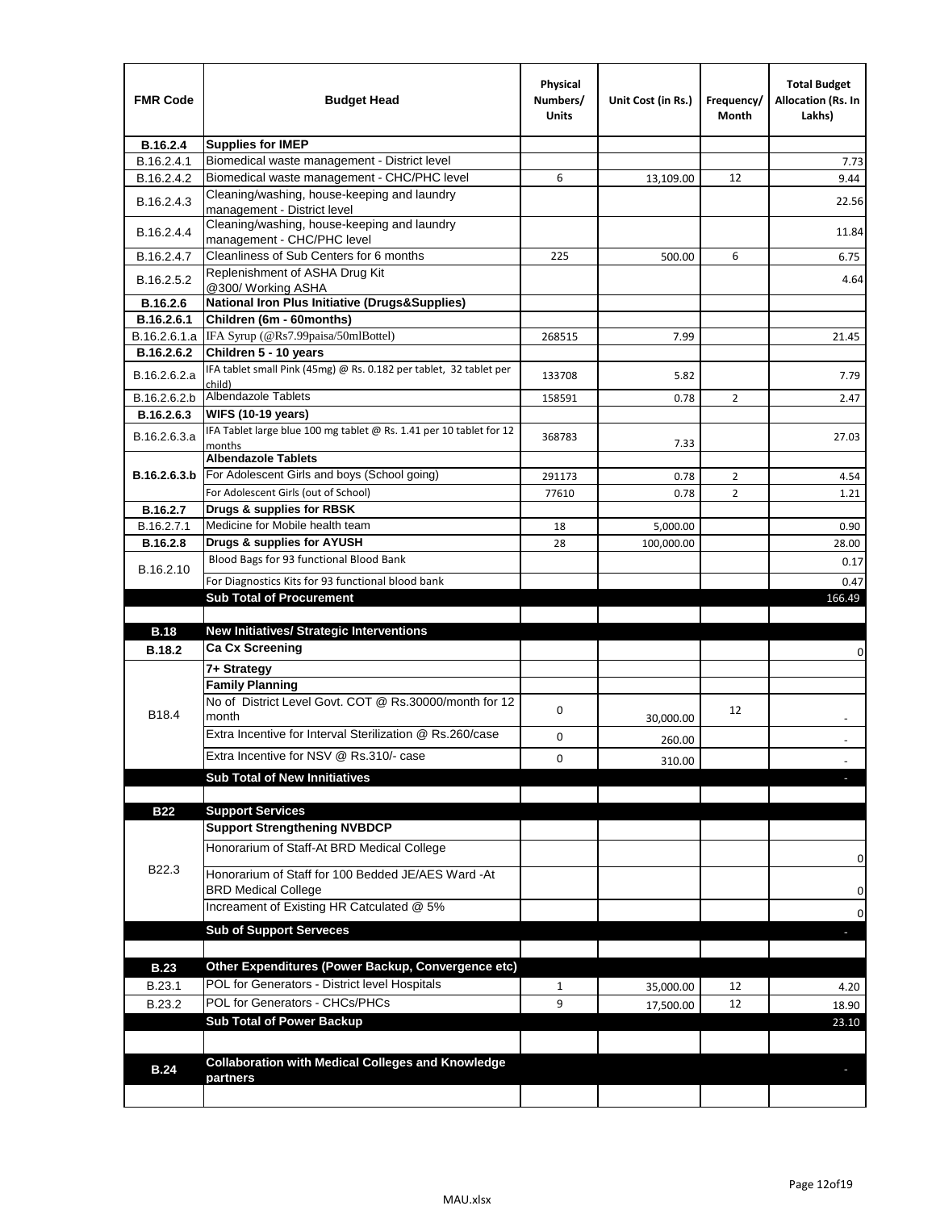| FMR Code | Budget Head | Physical Numbers/ Units | Unit Cost (in Rs.) | Frequency/ Month | Total Budget Allocation (Rs. In Lakhs) |
|---|---|---|---|---|---|
| **B.16.2.4** | **Supplies for IMEP** | | | | |
| B.16.2.4.1 | Biomedical waste management - District level | | | | 7.73 |
| B.16.2.4.2 | Biomedical waste management - CHC/PHC level | 6 | 13,109.00 | 12 | 9.44 |
| B.16.2.4.3 | Cleaning/washing, house-keeping and laundry management - District level | | | | 22.56 |
| B.16.2.4.4 | Cleaning/washing, house-keeping and laundry management - CHC/PHC level | | | | 11.84 |
| B.16.2.4.7 | Cleanliness of Sub Centers for 6 months | 225 | 500.00 | 6 | 6.75 |
| B.16.2.5.2 | Replenishment of ASHA Drug Kit @300/ Working ASHA | | | | 4.64 |
| **B.16.2.6** | **National Iron Plus Initiative (Drugs&Supplies)** | | | | |
| **B.16.2.6.1** | **Children (6m - 60months)** | | | | |
| B.16.2.6.1.a | IFA Syrup (@Rs7.99paisa/50mlBottel) | 268515 | 7.99 | | 21.45 |
| **B.16.2.6.2** | **Children 5 - 10 years** | | | | |
| B.16.2.6.2.a | IFA tablet small Pink (45mg) @ Rs. 0.182 per tablet, 32 tablet per child) | 133708 | 5.82 | | 7.79 |
| B.16.2.6.2.b | Albendazole Tablets | 158591 | 0.78 | 2 | 2.47 |
| **B.16.2.6.3** | **WIFS (10-19 years)** | | | | |
| B.16.2.6.3.a | IFA Tablet large blue 100 mg tablet @ Rs. 1.41 per 10 tablet for 12 months | 368783 | 7.33 | | 27.03 |
| | **Albendazole Tablets** | | | | |
| **B.16.2.6.3.b** | For Adolescent Girls and boys (School going) | 291173 | 0.78 | 2 | 4.54 |
| | For Adolescent Girls (out of School) | 77610 | 0.78 | 2 | 1.21 |
| **B.16.2.7** | **Drugs & supplies for RBSK** | | | | |
| B.16.2.7.1 | Medicine for Mobile health team | 18 | 5,000.00 | | 0.90 |
| **B.16.2.8** | **Drugs & supplies for AYUSH** | 28 | 100,000.00 | | 28.00 |
| B.16.2.10 | Blood Bags for 93 functional Blood Bank | | | | 0.17 |
| | For Diagnostics Kits for 93 functional blood bank | | | | 0.47 |
| | **Sub Total of Procurement** | | | | 166.49 |
| | | | | | |
| **B.18** | **New Initiatives/ Strategic Interventions** | | | | |
| **B.18.2** | **Ca Cx Screening** | | | | 0 |
| | **7+ Strategy** | | | | |
| | **Family Planning** | | | | |
| B18.4 | No of District Level Govt. COT @ Rs.30000/month for 12 month | 0 | 30,000.00 | 12 | - |
| | Extra Incentive for Interval Sterilization @ Rs.260/case | 0 | 260.00 | | - |
| | Extra Incentive for NSV @ Rs.310/- case | 0 | 310.00 | | - |
| | **Sub Total of New Innitiatives** | | | | - |
| | | | | | |
| **B22** | **Support Services** | | | | |
| | **Support Strengthening NVBDCP** | | | | |
| B22.3 | Honorarium of Staff-At BRD Medical College | | | | 0 |
| | Honorarium of Staff for 100 Bedded JE/AES Ward -At BRD Medical College | | | | 0 |
| | Increament of Existing HR Catculated @ 5% | | | | 0 |
| | **Sub of Support Serveces** | | | | - |
| | | | | | |
| **B.23** | **Other Expenditures (Power Backup, Convergence etc)** | | | | |
| B.23.1 | POL for Generators - District level Hospitals | 1 | 35,000.00 | 12 | 4.20 |
| B.23.2 | POL for Generators - CHCs/PHCs | 9 | 17,500.00 | 12 | 18.90 |
| | **Sub Total of Power Backup** | | | | 23.10 |
| | | | | | |
| **B.24** | **Collaboration with Medical Colleges and Knowledge partners** | | | | - |
| | | | | | |

MAU.xlsx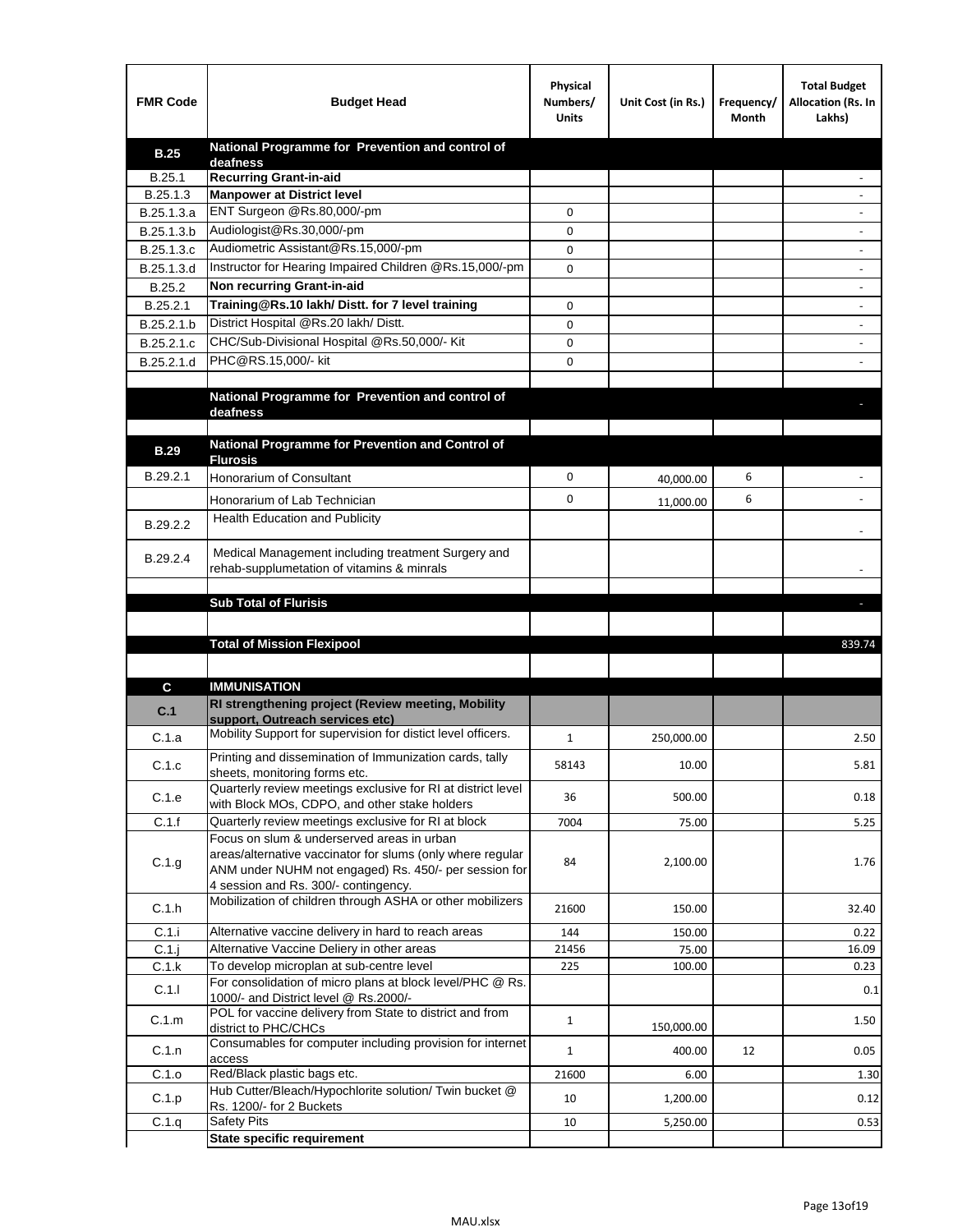| FMR Code | Budget Head | Physical Numbers/ Units | Unit Cost (in Rs.) | Frequency/ Month | Total Budget Allocation (Rs. In Lakhs) |
|---|---|---|---|---|---|
| **B.25** | **National Programme for Prevention and control of deafness** | | | | |
| B.25.1 | **Recurring Grant-in-aid** | | | | - |
| B.25.1.3 | **Manpower at District level** | | | | - |
| B.25.1.3.a | ENT Surgeon @Rs.80,000/-pm | 0 | | | - |
| B.25.1.3.b | Audiologist@Rs.30,000/-pm | 0 | | | - |
| B.25.1.3.c | Audiometric Assistant@Rs.15,000/-pm | 0 | | | - |
| B.25.1.3.d | Instructor for Hearing Impaired Children @Rs.15,000/-pm | 0 | | | - |
| B.25.2 | **Non recurring Grant-in-aid** | | | | - |
| B.25.2.1 | **Training@Rs.10 lakh/ Distt. for 7 level training** | 0 | | | - |
| B.25.2.1.b | District Hospital @Rs.20 lakh/ Distt. | 0 | | | - |
| B.25.2.1.c | CHC/Sub-Divisional Hospital @Rs.50,000/- Kit | 0 | | | - |
| B.25.2.1.d | PHC@RS.15,000/- kit | 0 | | | - |
| | | | | | |
| | **National Programme for Prevention and control of deafness** | | | | - |
| | | | | | |
| **B.29** | **National Programme for Prevention and Control of Flurosis** | | | | |
| B.29.2.1 | Honorarium of Consultant | 0 | 40,000.00 | 6 | - |
| | Honorarium of Lab Technician | 0 | 11,000.00 | 6 | - |
| B.29.2.2 | Health Education and Publicity | | | | - |
| B.29.2.4 | Medical Management including treatment Surgery and rehab-supplumetation of vitamins & minrals | | | | - |
| | | | | | |
| | **Sub Total of Flurisis** | | | | - |
| | | | | | |
| | **Total of Mission Flexipool** | | | | 839.74 |
| | | | | | |
| **C** | **IMMUNISATION** | | | | |
| **C.1** | **RI strengthening project (Review meeting, Mobility support, Outreach services etc)** | | | | |
| C.1.a | Mobility Support for supervision for distict level officers. | 1 | 250,000.00 | | 2.50 |
| C.1.c | Printing and dissemination of Immunization cards, tally sheets, monitoring forms etc. | 58143 | 10.00 | | 5.81 |
| C.1.e | Quarterly review meetings exclusive for RI at district level with Block MOs, CDPO, and other stake holders | 36 | 500.00 | | 0.18 |
| C.1.f | Quarterly review meetings exclusive for RI at block | 7004 | 75.00 | | 5.25 |
| C.1.g | Focus on slum & underserved areas in urban areas/alternative vaccinator for slums (only where regular ANM under NUHM not engaged) Rs. 450/- per session for 4 session and Rs. 300/- contingency. | 84 | 2,100.00 | | 1.76 |
| C.1.h | Mobilization of children through ASHA or other mobilizers | 21600 | 150.00 | | 32.40 |
| C.1.i | Alternative vaccine delivery in hard to reach areas | 144 | 150.00 | | 0.22 |
| C.1.j | Alternative Vaccine Deliery in other areas | 21456 | 75.00 | | 16.09 |
| C.1.k | To develop microplan at sub-centre level | 225 | 100.00 | | 0.23 |
| C.1.l | For consolidation of micro plans at block level/PHC @ Rs. 1000/- and District level @ Rs.2000/- | | | | 0.1 |
| C.1.m | POL for vaccine delivery from State to district and from district to PHC/CHCs | 1 | 150,000.00 | | 1.50 |
| C.1.n | Consumables for computer including provision for internet access | 1 | 400.00 | 12 | 0.05 |
| C.1.o | Red/Black plastic bags etc. | 21600 | 6.00 | | 1.30 |
| C.1.p | Hub Cutter/Bleach/Hypochlorite solution/ Twin bucket @ Rs. 1200/- for 2 Buckets | 10 | 1,200.00 | | 0.12 |
| C.1.q | Safety Pits | 10 | 5,250.00 | | 0.53 |
| | **State specific requirement** | | | | |

MAU.xlsx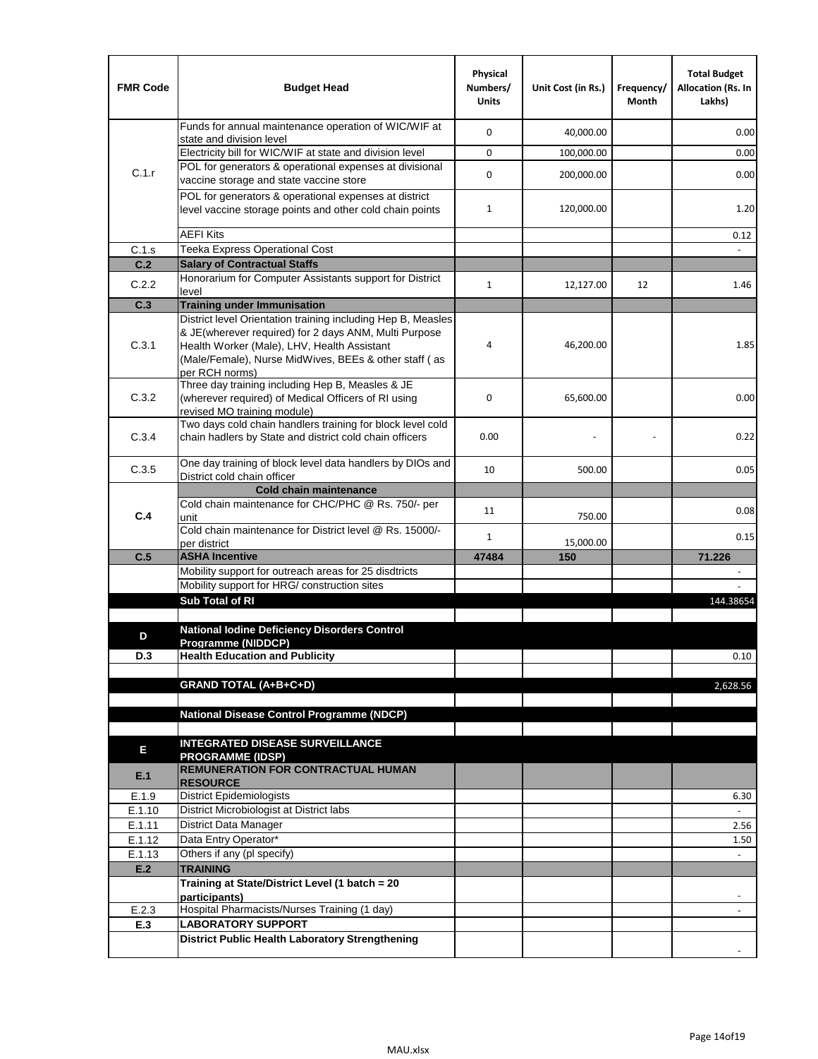| FMR Code | Budget Head | Physical Numbers/ Units | Unit Cost (in Rs.) | Frequency/ Month | Total Budget Allocation (Rs. In Lakhs) |
|---|---|---|---|---|---|
| C.1.r | Funds for annual maintenance operation of WIC/WIF at state and division level | 0 | 40,000.00 | | 0.00 |
| | Electricity bill for WIC/WIF at state and division level | 0 | 100,000.00 | | 0.00 |
| | POL for generators & operational expenses at divisional vaccine storage and state vaccine store | 0 | 200,000.00 | | 0.00 |
| | POL for generators & operational expenses at district level vaccine storage points and other cold chain points | 1 | 120,000.00 | | 1.20 |
| | AEFI Kits | | | | 0.12 |
| C.1.s | Teeka Express Operational Cost | | | | - |
| **C.2** | **Salary of Contractual Staffs** | | | | |
| C.2.2 | Honorarium for Computer Assistants support for District level | 1 | 12,127.00 | 12 | 1.46 |
| **C.3** | **Training under Immunisation** | | | | |
| C.3.1 | District level Orientation training including Hep B, Measles & JE(wherever required) for 2 days ANM, Multi Purpose Health Worker (Male), LHV, Health Assistant (Male/Female), Nurse MidWives, BEEs & other staff ( as per RCH norms) | 4 | 46,200.00 | | 1.85 |
| C.3.2 | Three day training including Hep B, Measles & JE (wherever required) of Medical Officers of RI using revised MO training module) | 0 | 65,600.00 | | 0.00 |
| C.3.4 | Two days cold chain handlers training for block level cold chain hadlers by State and district cold chain officers | 0.00 | - | - | 0.22 |
| C.3.5 | One day training of block level data handlers by DIOs and District cold chain officer | 10 | 500.00 | | 0.05 |
| **C.4** | **Cold chain maintenance** | | | | |
| | Cold chain maintenance for CHC/PHC @ Rs. 750/- per unit | 11 | 750.00 | | 0.08 |
| | Cold chain maintenance for District level @ Rs. 15000/- per district | 1 | 15,000.00 | | 0.15 |
| **C.5** | **ASHA Incentive** | **47484** | **150** | | **71.226** |
| | Mobility support for outreach areas for 25 disdtricts | | | | - |
| | Mobility support for HRG/ construction sites | | | | - |
| | **Sub Total of RI** | | | | 144.38654 |
| | | | | | |
| **D** | **National Iodine Deficiency Disorders Control Programme (NIDDCP)** | | | | |
| **D.3** | **Health Education and Publicity** | | | | 0.10 |
| | | | | | |
| | **GRAND TOTAL (A+B+C+D)** | | | | 2,628.56 |
| | | | | | |
| | **National Disease Control Programme (NDCP)** | | | | |
| | | | | | |
| **E** | **INTEGRATED DISEASE SURVEILLANCE PROGRAMME (IDSP)** | | | | |
| **E.1** | **REMUNERATION FOR CONTRACTUAL HUMAN RESOURCE** | | | | |
| E.1.9 | District Epidemiologists | | | | 6.30 |
| E.1.10 | District Microbiologist at District labs | | | | - |
| E.1.11 | District Data Manager | | | | 2.56 |
| E.1.12 | Data Entry Operator* | | | | 1.50 |
| E.1.13 | Others if any (pl specify) | | | | - |
| **E.2** | **TRAINING** | | | | |
| | **Training at State/District Level (1 batch = 20 participants)** | | | | - |
| E.2.3 | Hospital Pharmacists/Nurses Training (1 day) | | | | - |
| **E.3** | **LABORATORY SUPPORT** | | | | |
| | **District Public Health Laboratory Strengthening** | | | | - |

MAU.xlsx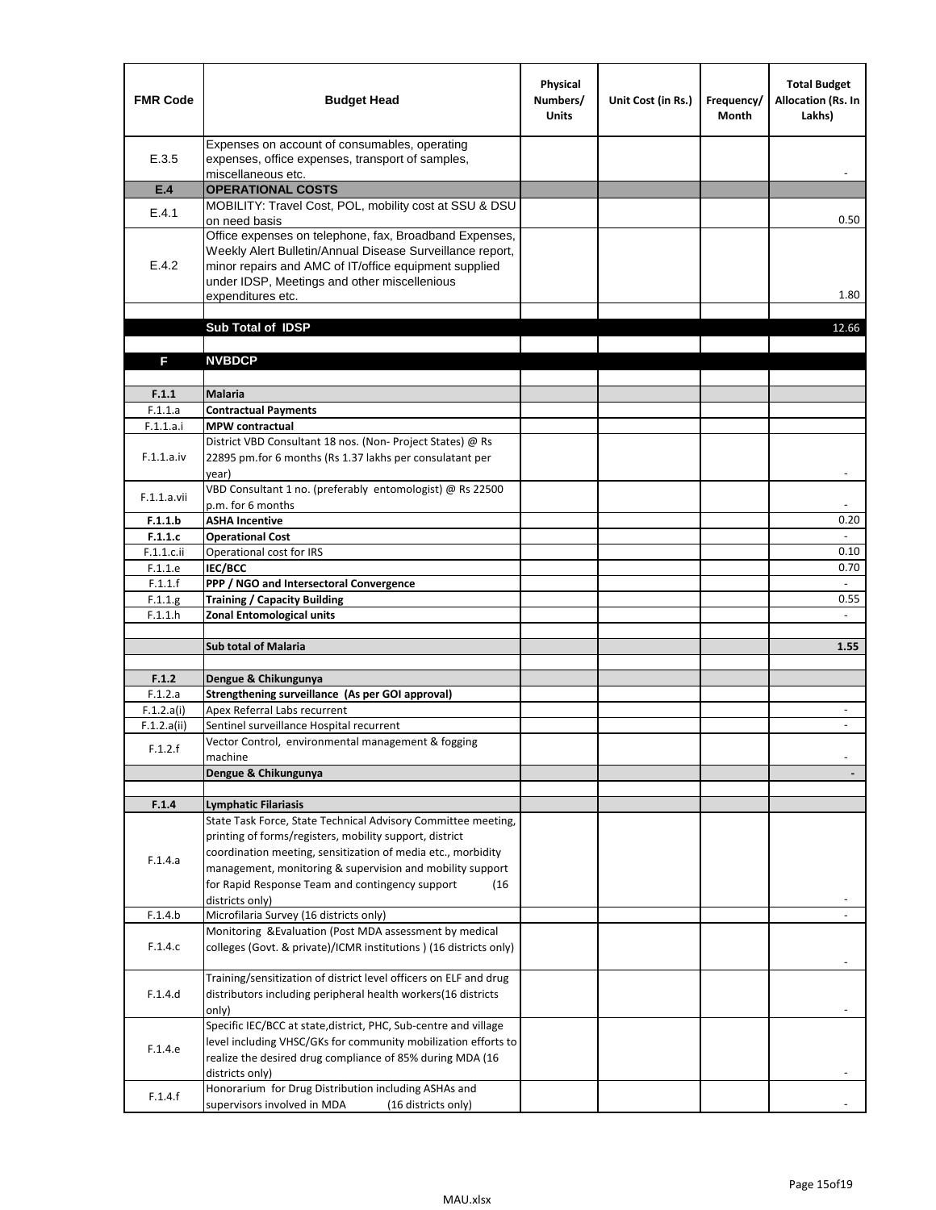| FMR Code | Budget Head | Physical Numbers/ Units | Unit Cost (in Rs.) | Frequency/ Month | Total Budget Allocation (Rs. In Lakhs) |
|---|---|---|---|---|---|
| E.3.5 | Expenses on account of consumables, operating expenses, office expenses, transport of samples, miscellaneous etc. | | | | - |
| **E.4** | **OPERATIONAL COSTS** | | | | |
| E.4.1 | MOBILITY: Travel Cost, POL, mobility cost at SSU & DSU on need basis | | | | 0.50 |
| E.4.2 | Office expenses on telephone, fax, Broadband Expenses, Weekly Alert Bulletin/Annual Disease Surveillance report, minor repairs and AMC of IT/office equipment supplied under IDSP, Meetings and other miscellenious expenditures etc. | | | | 1.80 |
| | | | | | |
| | **Sub Total of IDSP** | | | | 12.66 |
| | | | | | |
| **F** | **NVBDCP** | | | | |
| | | | | | |
| **F.1.1** | **Malaria** | | | | |
| F.1.1.a | **Contractual Payments** | | | | |
| F.1.1.a.i | **MPW contractual** | | | | |
| F.1.1.a.iv | District VBD Consultant 18 nos. (Non- Project States) @ Rs 22895 pm.for 6 months (Rs 1.37 lakhs per consulatant per year) | | | | - |
| F.1.1.a.vii | VBD Consultant 1 no. (preferably entomologist) @ Rs 22500 p.m. for 6 months | | | | - |
| **F.1.1.b** | **ASHA Incentive** | | | | 0.20 |
| **F.1.1.c** | **Operational Cost** | | | | - |
| F.1.1.c.ii | Operational cost for IRS | | | | 0.10 |
| F.1.1.e | **IEC/BCC** | | | | 0.70 |
| F.1.1.f | **PPP / NGO and Intersectoral Convergence** | | | | - |
| F.1.1.g | **Training / Capacity Building** | | | | 0.55 |
| F.1.1.h | **Zonal Entomological units** | | | | - |
| | | | | | |
| | **Sub total of Malaria** | | | | **1.55** |
| | | | | | |
| **F.1.2** | **Dengue & Chikungunya** | | | | |
| F.1.2.a | **Strengthening surveillance (As per GOI approval)** | | | | |
| F.1.2.a(i) | Apex Referral Labs recurrent | | | | - |
| F.1.2.a(ii) | Sentinel surveillance Hospital recurrent | | | | - |
| F.1.2.f | Vector Control, environmental management & fogging machine | | | | - |
| | **Dengue & Chikungunya** | | | | **-** |
| | | | | | |
| **F.1.4** | **Lymphatic Filariasis** | | | | |
| F.1.4.a | State Task Force, State Technical Advisory Committee meeting, printing of forms/registers, mobility support, district coordination meeting, sensitization of media etc., morbidity management, monitoring & supervision and mobility support for Rapid Response Team and contingency support (16 districts only) | | | | - |
| F.1.4.b | Microfilaria Survey (16 districts only) | | | | - |
| F.1.4.c | Monitoring &Evaluation (Post MDA assessment by medical colleges (Govt. & private)/ICMR institutions ) (16 districts only) | | | | - |
| F.1.4.d | Training/sensitization of district level officers on ELF and drug distributors including peripheral health workers(16 districts only) | | | | - |
| F.1.4.e | Specific IEC/BCC at state,district, PHC, Sub-centre and village level including VHSC/GKs for community mobilization efforts to realize the desired drug compliance of 85% during MDA (16 districts only) | | | | - |
| F.1.4.f | Honorarium for Drug Distribution including ASHAs and supervisors involved in MDA (16 districts only) | | | | - |

MAU.xlsx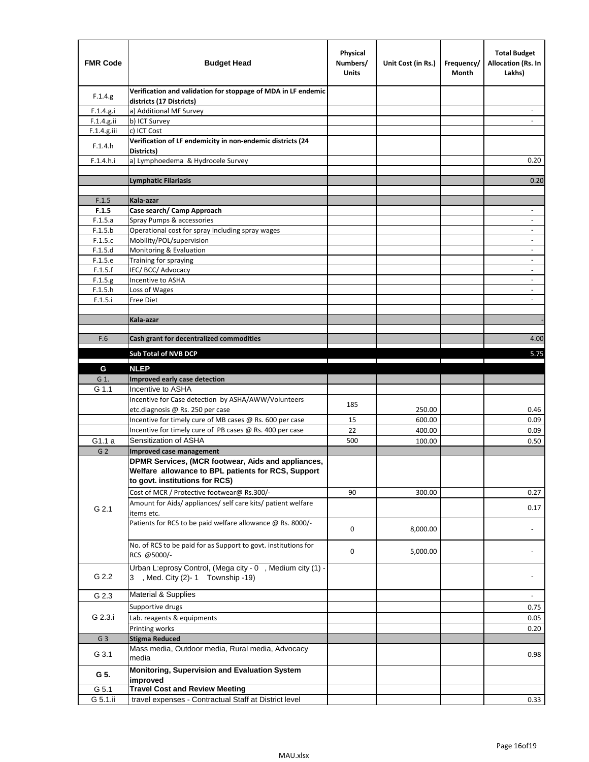| FMR Code | Budget Head | Physical Numbers/ Units | Unit Cost (in Rs.) | Frequency/ Month | Total Budget Allocation (Rs. In Lakhs) |
|---|---|---|---|---|---|
| F.1.4.g | **Verification and validation for stoppage of MDA in LF endemic districts (17 Districts)** | | | | |
| F.1.4.g.i | a) Additional MF Survey | | | | - |
| F.1.4.g.ii | b) ICT Survey | | | | - |
| F.1.4.g.iii | c) ICT Cost | | | | |
| F.1.4.h | **Verification of LF endemicity in non-endemic districts (24 Districts)** | | | | |
| F.1.4.h.i | a) Lymphoedema & Hydrocele Survey | | | | 0.20 |
| | | | | | |
| | **Lymphatic Filariasis** | | | | 0.20 |
| | | | | | |
| F.1.5 | **Kala-azar** | | | | |
| **F.1.5** | **Case search/ Camp Approach** | | | | - |
| F.1.5.a | Spray Pumps & accessories | | | | - |
| F.1.5.b | Operational cost for spray including spray wages | | | | - |
| F.1.5.c | Mobility/POL/supervision | | | | - |
| F.1.5.d | Monitoring & Evaluation | | | | - |
| F.1.5.e | Training for spraying | | | | - |
| F.1.5.f | IEC/ BCC/ Advocacy | | | | - |
| F.1.5.g | Incentive to ASHA | | | | - |
| F.1.5.h | Loss of Wages | | | | - |
| F.1.5.i | Free Diet | | | | - |
| | | | | | |
| | **Kala-azar** | | | | - |
| | | | | | |
| F.6 | **Cash grant for decentralized commodities** | | | | 4.00 |
| | **Sub Total of NVB DCP** | | | | 5.75 |
| **G** | **NLEP** | | | | |
| G 1. | **Improved early case detection** | | | | |
| G 1.1 | Incentive to ASHA | | | | |
| | Incentive for Case detection by ASHA/AWW/Volunteers etc.diagnosis @ Rs. 250 per case | 185 | 250.00 | | 0.46 |
| | Incentive for timely cure of MB cases @ Rs. 600 per case | 15 | 600.00 | | 0.09 |
| | Incentive for timely cure of PB cases @ Rs. 400 per case | 22 | 400.00 | | 0.09 |
| G1.1 a | Sensitization of ASHA | 500 | 100.00 | | 0.50 |
| G 2 | **Improved case management** | | | | |
| G 2.1 | **DPMR Services, (MCR footwear, Aids and appliances, Welfare allowance to BPL patients for RCS, Support to govt. institutions for RCS)** | | | | |
| | Cost of MCR / Protective footwear@ Rs.300/- | 90 | 300.00 | | 0.27 |
| | Amount for Aids/ appliances/ self care kits/ patient welfare items etc. | | | | 0.17 |
| | Patients for RCS to be paid welfare allowance @ Rs. 8000/- | 0 | 8,000.00 | | - |
| | No. of RCS to be paid for as Support to govt. institutions for RCS @5000/- | 0 | 5,000.00 | | - |
| G 2.2 | Urban L:eprosy Control, (Mega city - 0 , Medium city (1) - 3 , Med. City (2)- 1 Township -19) | | | | - |
| G 2.3 | Material & Supplies | | | | - |
| G 2.3.i | Supportive drugs | | | | 0.75 |
| | Lab. reagents & equipments | | | | 0.05 |
| | Printing works | | | | 0.20 |
| G 3 | **Stigma Reduced** | | | | |
| G 3.1 | Mass media, Outdoor media, Rural media, Advocacy media | | | | 0.98 |
| **G 5.** | **Monitoring, Supervision and Evaluation System improved** | | | | |
| G 5.1 | **Travel Cost and Review Meeting** | | | | |
| G 5.1.ii | travel expenses - Contractual Staff at District level | | | | 0.33 |

MAU.xlsx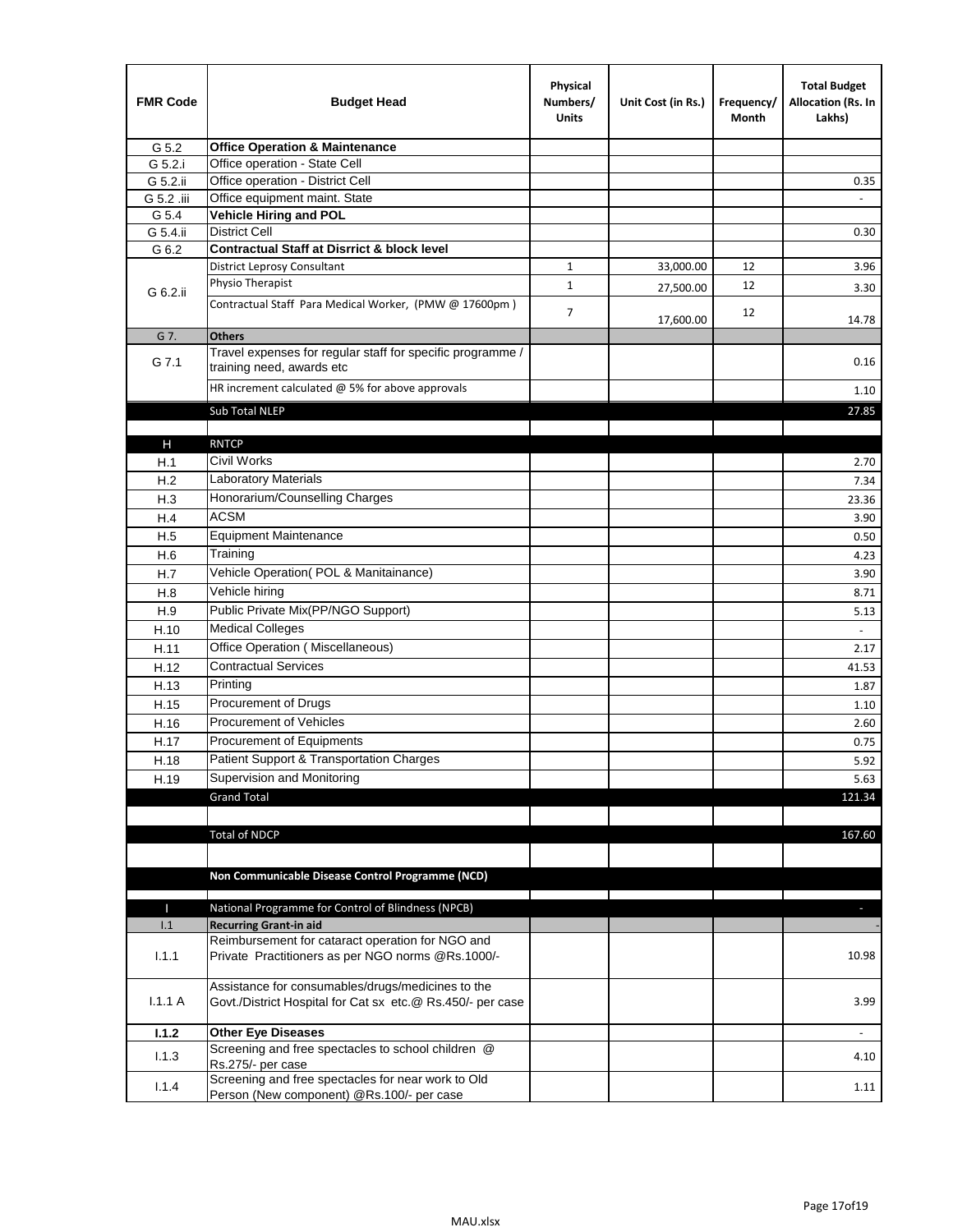| FMR Code | Budget Head | Physical Numbers/ Units | Unit Cost (in Rs.) | Frequency/ Month | Total Budget Allocation (Rs. In Lakhs) |
|---|---|---|---|---|---|
| G 5.2 | **Office Operation & Maintenance** | | | | |
| G 5.2.i | Office operation - State Cell | | | | |
| G 5.2.ii | Office operation - District Cell | | | | 0.35 |
| G 5.2 .iii | Office equipment maint. State | | | | - |
| G 5.4 | **Vehicle Hiring and POL** | | | | |
| G 5.4.ii | District Cell | | | | 0.30 |
| G 6.2 | **Contractual Staff at Disrrict & block level** | | | | |
| G 6.2.ii | District Leprosy Consultant | 1 | 33,000.00 | 12 | 3.96 |
| | Physio Therapist | 1 | 27,500.00 | 12 | 3.30 |
| | Contractual Staff Para Medical Worker, (PMW @ 17600pm ) | 7 | 17,600.00 | 12 | 14.78 |
| G 7. | **Others** | | | | |
| G 7.1 | Travel expenses for regular staff for specific programme / training need, awards etc | | | | 0.16 |
| | HR increment calculated @ 5% for above approvals | | | | 1.10 |
| | Sub Total NLEP | | | | 27.85 |
| | | | | | |
| H | RNTCP | | | | |
| H.1 | Civil Works | | | | 2.70 |
| H.2 | Laboratory Materials | | | | 7.34 |
| H.3 | Honorarium/Counselling Charges | | | | 23.36 |
| H.4 | ACSM | | | | 3.90 |
| H.5 | Equipment Maintenance | | | | 0.50 |
| H.6 | Training | | | | 4.23 |
| H.7 | Vehicle Operation( POL & Manitainance) | | | | 3.90 |
| H.8 | Vehicle hiring | | | | 8.71 |
| H.9 | Public Private Mix(PP/NGO Support) | | | | 5.13 |
| H.10 | Medical Colleges | | | | - |
| H.11 | Office Operation ( Miscellaneous) | | | | 2.17 |
| H.12 | Contractual Services | | | | 41.53 |
| H.13 | Printing | | | | 1.87 |
| H.15 | Procurement of Drugs | | | | 1.10 |
| H.16 | Procurement of Vehicles | | | | 2.60 |
| H.17 | Procurement of Equipments | | | | 0.75 |
| H.18 | Patient Support & Transportation Charges | | | | 5.92 |
| H.19 | Supervision and Monitoring | | | | 5.63 |
| | Grand Total | | | | 121.34 |
| | | | | | |
| | Total of NDCP | | | | 167.60 |
| | | | | | |
| | **Non Communicable Disease Control Programme (NCD)** | | | | |
| | | | | | |
| I | National Programme for Control of Blindness (NPCB) | | | | - |
| I.1 | **Recurring Grant-in aid** | | | | - |
| I.1.1 | Reimbursement for cataract operation for NGO and Private Practitioners as per NGO norms @Rs.1000/- | | | | 10.98 |
| I.1.1 A | Assistance for consumables/drugs/medicines to the Govt./District Hospital for Cat sx etc.@ Rs.450/- per case | | | | 3.99 |
| **I.1.2** | **Other Eye Diseases** | | | | - |
| I.1.3 | Screening and free spectacles to school children @ Rs.275/- per case | | | | 4.10 |
| I.1.4 | Screening and free spectacles for near work to Old Person (New component) @Rs.100/- per case | | | | 1.11 |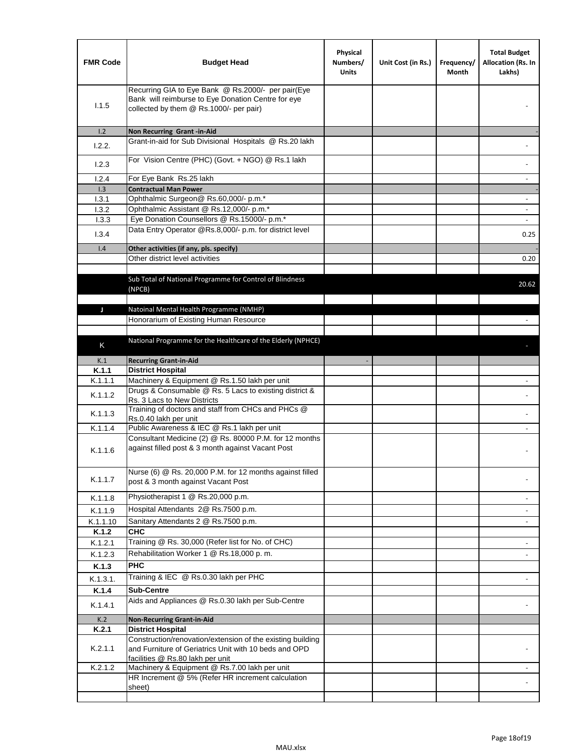| FMR Code | Budget Head | Physical Numbers/ Units | Unit Cost (in Rs.) | Frequency/ Month | Total Budget Allocation (Rs. In Lakhs) |
|---|---|---|---|---|---|
| I.1.5 | Recurring GIA to Eye Bank @ Rs.2000/- per pair(Eye Bank will reimburse to Eye Donation Centre for eye collected by them @ Rs.1000/- per pair) | | | | - |
| I.2 | **Non Recurring Grant -in-Aid** | | | | - |
| I.2.2. | Grant-in-aid for Sub Divisional Hospitals @ Rs.20 lakh | | | | - |
| I.2.3 | For Vision Centre (PHC) (Govt. + NGO) @ Rs.1 lakh | | | | - |
| I.2.4 | For Eye Bank Rs.25 lakh | | | | - |
| I.3 | **Contractual Man Power** | | | | - |
| I.3.1 | Ophthalmic Surgeon@ Rs.60,000/- p.m.* | | | | - |
| I.3.2 | Ophthalmic Assistant @ Rs.12,000/- p.m.* | | | | - |
| I.3.3 | Eye Donation Counsellors @ Rs.15000/- p.m.* | | | | - |
| I.3.4 | Data Entry Operator @Rs.8,000/- p.m. for district level | | | | 0.25 |
| I.4 | **Other activities (if any, pls. specify)** | | | | - |
| | Other district level activities | | | | 0.20 |
| | | | | | |
| | Sub Total of National Programme for Control of Blindness (NPCB) | | | | 20.62 |
| | | | | | |
| J | Natoinal Mental Health Programme (NMHP) | | | | |
| | Honorarium of Existing Human Resource | | | | - |
| | | | | | |
| K | National Programme for the Healthcare of the Elderly (NPHCE) | | | | - |
| K.1 | **Recurring Grant-in-Aid** | - | | | |
| **K.1.1** | **District Hospital** | | | | |
| K.1.1.1 | Machinery & Equipment @ Rs.1.50 lakh per unit | | | | - |
| K.1.1.2 | Drugs & Consumable @ Rs. 5 Lacs to existing district & Rs. 3 Lacs to New Districts | | | | - |
| K.1.1.3 | Training of doctors and staff from CHCs and PHCs @ Rs.0.40 lakh per unit | | | | - |
| K.1.1.4 | Public Awareness & IEC @ Rs.1 lakh per unit | | | | - |
| K.1.1.6 | Consultant Medicine (2) @ Rs. 80000 P.M. for 12 months against filled post & 3 month against Vacant Post | | | | - |
| K.1.1.7 | Nurse (6) @ Rs. 20,000 P.M. for 12 months against filled post & 3 month against Vacant Post | | | | - |
| K.1.1.8 | Physiotherapist 1 @ Rs.20,000 p.m. | | | | - |
| K.1.1.9 | Hospital Attendants 2@ Rs.7500 p.m. | | | | - |
| K.1.1.10 | Sanitary Attendants 2 @ Rs.7500 p.m. | | | | - |
| **K.1.2** | **CHC** | | | | |
| K.1.2.1 | Training @ Rs. 30,000 (Refer list for No. of CHC) | | | | - |
| K.1.2.3 | Rehabilitation Worker 1 @ Rs.18,000 p. m. | | | | - |
| **K.1.3** | **PHC** | | | | |
| K.1.3.1. | Training & IEC @ Rs.0.30 lakh per PHC | | | | - |
| **K.1.4** | **Sub-Centre** | | | | |
| K.1.4.1 | Aids and Appliances @ Rs.0.30 lakh per Sub-Centre | | | | - |
| K.2 | **Non-Recurring Grant-in-Aid** | | | | |
| **K.2.1** | **District Hospital** | | | | |
| K.2.1.1 | Construction/renovation/extension of the existing building and Furniture of Geriatrics Unit with 10 beds and OPD facilities @ Rs.80 lakh per unit | | | | - |
| K.2.1.2 | Machinery & Equipment @ Rs.7.00 lakh per unit | | | | - |
| | HR Increment @ 5% (Refer HR increment calculation sheet) | | | | - |
| | | | | | |

MAU.xlsx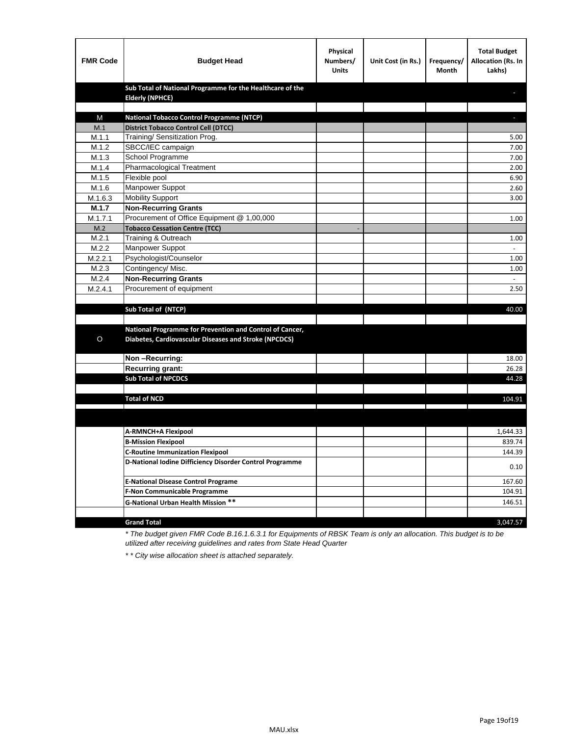| FMR Code | Budget Head | Physical Numbers/ Units | Unit Cost (in Rs.) | Frequency/ Month | Total Budget Allocation (Rs. In Lakhs) |
|---|---|---|---|---|---|
| | **Sub Total of National Programme for the Healthcare of the Elderly (NPHCE)** | | | | - |
| | | | | | |
| M | **National Tobacco Control Programme (NTCP)** | | | | - |
| M.1 | **District Tobacco Control Cell (DTCC)** | | | | |
| M.1.1 | Training/ Sensitization Prog. | | | | 5.00 |
| M.1.2 | SBCC/IEC campaign | | | | 7.00 |
| M.1.3 | School Programme | | | | 7.00 |
| M.1.4 | Pharmacological Treatment | | | | 2.00 |
| M.1.5 | Flexible pool | | | | 6.90 |
| M.1.6 | Manpower Suppot | | | | 2.60 |
| M.1.6.3 | Mobility Support | | | | 3.00 |
| **M.1.7** | **Non-Recurring Grants** | | | | |
| M.1.7.1 | Procurement of Office Equipment @ 1,00,000 | | | | 1.00 |
| M.2 | **Tobacco Cessation Centre (TCC)** | - | | | |
| M.2.1 | Training & Outreach | | | | 1.00 |
| M.2.2 | Manpower Suppot | | | | - |
| M.2.2.1 | Psychologist/Counselor | | | | 1.00 |
| M.2.3 | Contingency/ Misc. | | | | 1.00 |
| M.2.4 | **Non-Recurring Grants** | | | | - |
| M.2.4.1 | Procurement of equipment | | | | 2.50 |
| | | | | | |
| | **Sub Total of (NTCP)** | | | | 40.00 |
| | | | | | |
| O | **National Programme for Prevention and Control of Cancer, Diabetes, Cardiovascular Diseases and Stroke (NPCDCS)** | | | | |
| | **Non –Recurring:** | | | | 18.00 |
| | **Recurring grant:** | | | | 26.28 |
| | **Sub Total of NPCDCS** | | | | 44.28 |
| | | | | | |
| | **Total of NCD** | | | | 104.91 |
| | | | | | |
| | **A-RMNCH+A Flexipool** | | | | 1,644.33 |
| | **B-Mission Flexipool** | | | | 839.74 |
| | **C-Routine Immunization Flexipool** | | | | 144.39 |
| | **D-National Iodine Difficiency Disorder Control Programme** | | | | 0.10 |
| | **E-National Disease Control Programe** | | | | 167.60 |
| | **F-Non Communicable Programme** | | | | 104.91 |
| | **G-National Urban Health Mission \*\*** | | | | 146.51 |
| | | | | | |
| | **Grand Total** | | | | 3,047.57 |

*\* The budget given FMR Code B.16.1.6.3.1 for Equipments of RBSK Team is only an allocation. This budget is to be utilized after receiving guidelines and rates from State Head Quarter*

*\* \* City wise allocation sheet is attached separately.*

MAU.xlsx